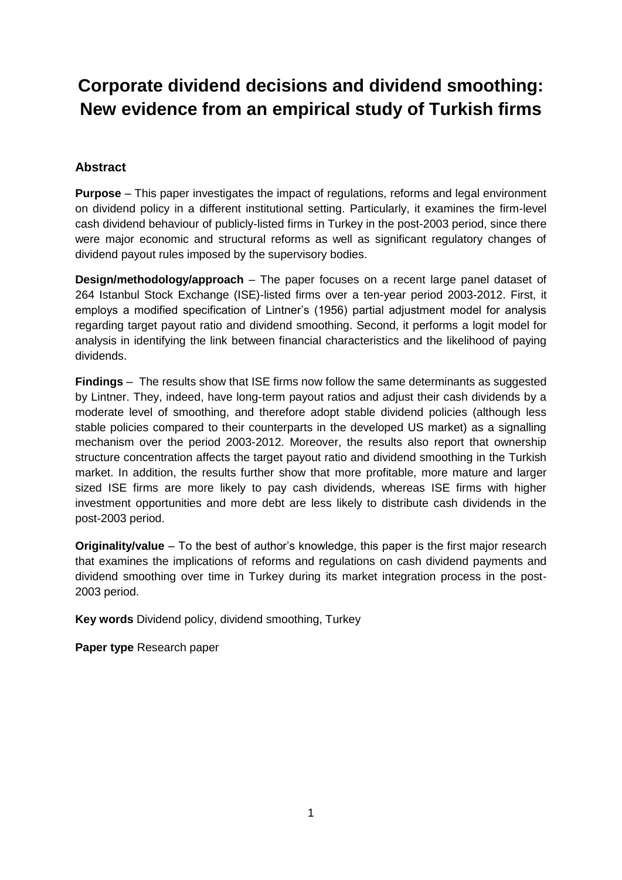# Corporate dividend decisions and dividend smoothing: New evidence from an empirical study of Turkish firms

## Abstract

**Purpose** – This paper investigates the impact of regulations, reforms and legal environment on dividend policy in a different institutional setting. Particularly, it examines the firm-level cash dividend behaviour of publicly-listed firms in Turkey in the post-2003 period, since there were major economic and structural reforms as well as significant regulatory changes of dividend payout rules imposed by the supervisory bodies.

**Design/methodology/approach** – The paper focuses on a recent large panel dataset of 264 Istanbul Stock Exchange (ISE)-listed firms over a ten-year period 2003-2012. First, it employs a modified specification of Lintner's (1956) partial adjustment model for analysis regarding target payout ratio and dividend smoothing. Second, it performs a logit model for analysis in identifying the link between financial characteristics and the likelihood of paying dividends.

**Findings** – The results show that ISE firms now follow the same determinants as suggested by Lintner. They, indeed, have long-term payout ratios and adjust their cash dividends by a moderate level of smoothing, and therefore adopt stable dividend policies (although less stable policies compared to their counterparts in the developed US market) as a signalling mechanism over the period 2003-2012. Moreover, the results also report that ownership structure concentration affects the target payout ratio and dividend smoothing in the Turkish market. In addition, the results further show that more profitable, more mature and larger sized ISE firms are more likely to pay cash dividends, whereas ISE firms with higher investment opportunities and more debt are less likely to distribute cash dividends in the post-2003 period.

**Originality/value** – To the best of author's knowledge, this paper is the first major research that examines the implications of reforms and regulations on cash dividend payments and dividend smoothing over time in Turkey during its market integration process in the post-2003 period.

**Key words** Dividend policy, dividend smoothing, Turkey

**Paper type** Research paper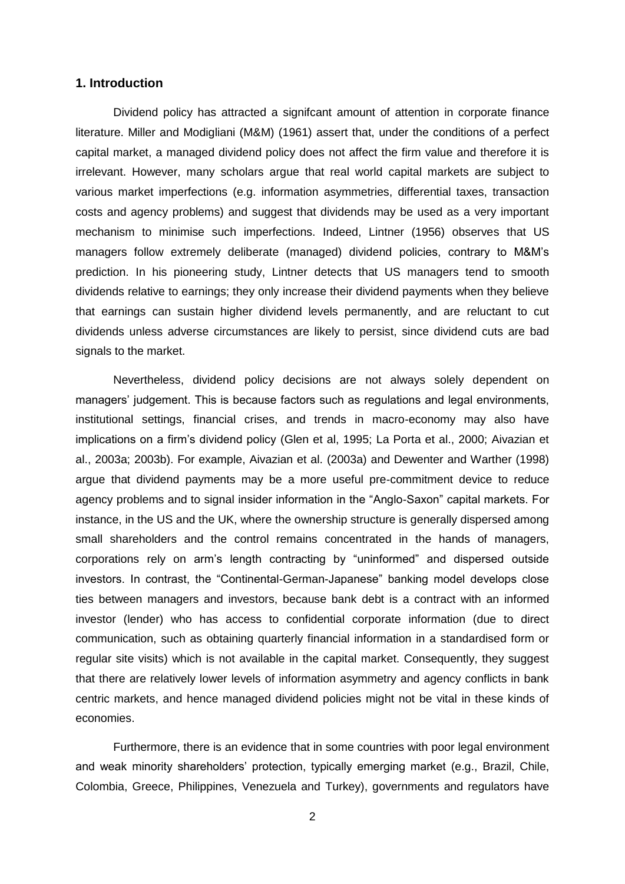## 1. Introduction

Dividend policy has attracted a signifcant amount of attention in corporate finance literature. Miller and Modigliani (M&M) (1961) assert that, under the conditions of a perfect capital market, a managed dividend policy does not affect the firm value and therefore it is irrelevant. However, many scholars argue that real world capital markets are subject to various market imperfections (e.g. information asymmetries, differential taxes, transaction costs and agency problems) and suggest that dividends may be used as a very important mechanism to minimise such imperfections. Indeed, Lintner (1956) observes that US managers follow extremely deliberate (managed) dividend policies, contrary to M&M's prediction. In his pioneering study, Lintner detects that US managers tend to smooth dividends relative to earnings; they only increase their dividend payments when they believe that earnings can sustain higher dividend levels permanently, and are reluctant to cut dividends unless adverse circumstances are likely to persist, since dividend cuts are bad signals to the market.

Nevertheless, dividend policy decisions are not always solely dependent on managers' judgement. This is because factors such as regulations and legal environments, institutional settings, financial crises, and trends in macro-economy may also have implications on a firm's dividend policy (Glen et al, 1995; La Porta et al., 2000; Aivazian et al., 2003a; 2003b). For example, Aivazian et al. (2003a) and Dewenter and Warther (1998) argue that dividend payments may be a more useful pre-commitment device to reduce agency problems and to signal insider information in the "Anglo-Saxon" capital markets. For instance, in the US and the UK, where the ownership structure is generally dispersed among small shareholders and the control remains concentrated in the hands of managers, corporations rely on arm's length contracting by "uninformed" and dispersed outside investors. In contrast, the "Continental-German-Japanese" banking model develops close ties between managers and investors, because bank debt is a contract with an informed investor (lender) who has access to confidential corporate information (due to direct communication, such as obtaining quarterly financial information in a standardised form or regular site visits) which is not available in the capital market. Consequently, they suggest that there are relatively lower levels of information asymmetry and agency conflicts in bank centric markets, and hence managed dividend policies might not be vital in these kinds of economies.

Furthermore, there is an evidence that in some countries with poor legal environment and weak minority shareholders' protection, typically emerging market (e.g., Brazil, Chile, Colombia, Greece, Philippines, Venezuela and Turkey), governments and regulators have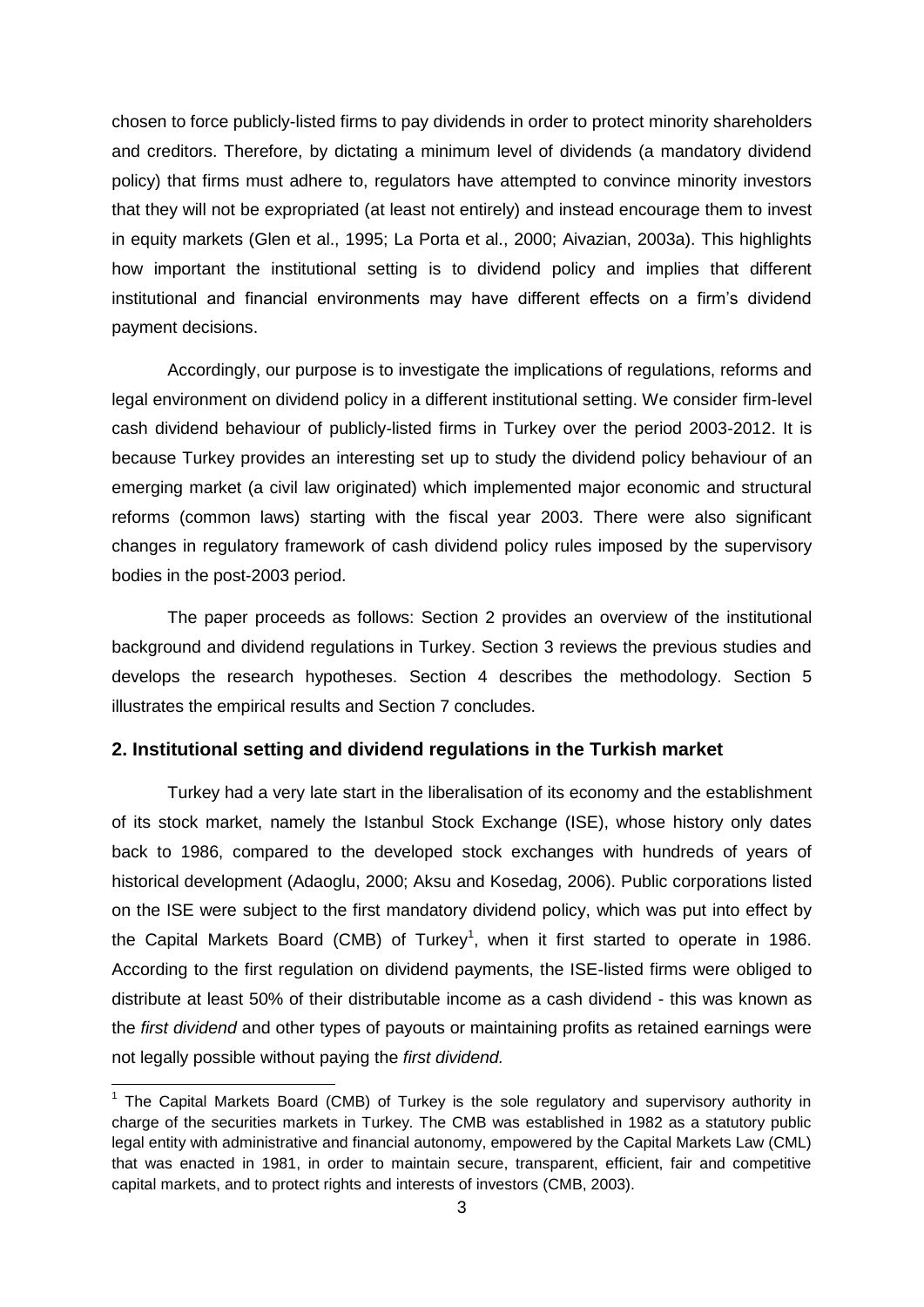chosen to force publicly-listed firms to pay dividends in order to protect minority shareholders and creditors. Therefore, by dictating a minimum level of dividends (a mandatory dividend policy) that firms must adhere to, regulators have attempted to convince minority investors that they will not be expropriated (at least not entirely) and instead encourage them to invest in equity markets (Glen et al., 1995; La Porta et al., 2000; Aivazian, 2003a). This highlights how important the institutional setting is to dividend policy and implies that different institutional and financial environments may have different effects on a firm's dividend payment decisions.

Accordingly, our purpose is to investigate the implications of regulations, reforms and legal environment on dividend policy in a different institutional setting. We consider firm-level cash dividend behaviour of publicly-listed firms in Turkey over the period 2003-2012. It is because Turkey provides an interesting set up to study the dividend policy behaviour of an emerging market (a civil law originated) which implemented major economic and structural reforms (common laws) starting with the fiscal year 2003. There were also significant changes in regulatory framework of cash dividend policy rules imposed by the supervisory bodies in the post-2003 period.

The paper proceeds as follows: Section 2 provides an overview of the institutional background and dividend regulations in Turkey. Section 3 reviews the previous studies and develops the research hypotheses. Section 4 describes the methodology. Section 5 illustrates the empirical results and Section 7 concludes.

## 2. Institutional setting and dividend regulations in the Turkish market

Turkey had a very late start in the liberalisation of its economy and the establishment of its stock market, namely the Istanbul Stock Exchange (ISE), whose history only dates back to 1986, compared to the developed stock exchanges with hundreds of years of historical development (Adaoglu, 2000; Aksu and Kosedag, 2006). Public corporations listed on the ISE were subject to the first mandatory dividend policy, which was put into effect by the Capital Markets Board (CMB) of Turkey[1], when it first started to operate in 1986. According to the first regulation on dividend payments, the ISE-listed firms were obliged to distribute at least 50% of their distributable income as a cash dividend - this was known as the *first dividend* and other types of payouts or maintaining profits as retained earnings were not legally possible without paying the *first dividend.*

[1] The Capital Markets Board (CMB) of Turkey is the sole regulatory and supervisory authority in charge of the securities markets in Turkey. The CMB was established in 1982 as a statutory public legal entity with administrative and financial autonomy, empowered by the Capital Markets Law (CML) that was enacted in 1981, in order to maintain secure, transparent, efficient, fair and competitive capital markets, and to protect rights and interests of investors (CMB, 2003).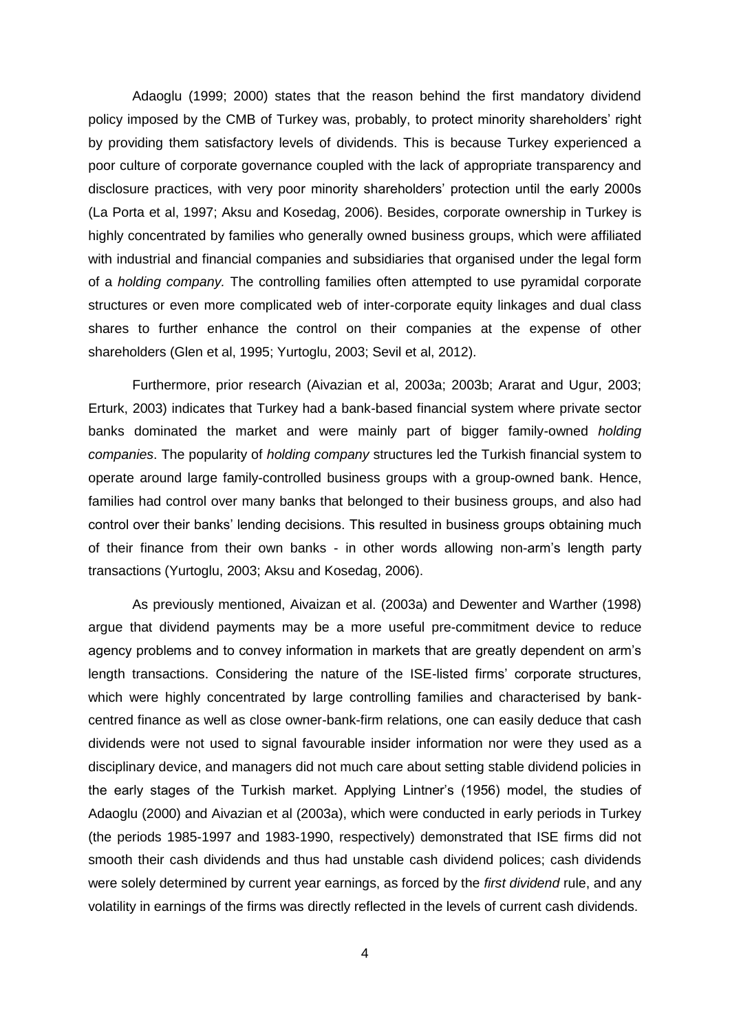Adaoglu (1999; 2000) states that the reason behind the first mandatory dividend policy imposed by the CMB of Turkey was, probably, to protect minority shareholders' right by providing them satisfactory levels of dividends. This is because Turkey experienced a poor culture of corporate governance coupled with the lack of appropriate transparency and disclosure practices, with very poor minority shareholders' protection until the early 2000s (La Porta et al, 1997; Aksu and Kosedag, 2006). Besides, corporate ownership in Turkey is highly concentrated by families who generally owned business groups, which were affiliated with industrial and financial companies and subsidiaries that organised under the legal form of a *holding company.* The controlling families often attempted to use pyramidal corporate structures or even more complicated web of inter-corporate equity linkages and dual class shares to further enhance the control on their companies at the expense of other shareholders (Glen et al, 1995; Yurtoglu, 2003; Sevil et al, 2012).

Furthermore, prior research (Aivazian et al, 2003a; 2003b; Ararat and Ugur, 2003; Erturk, 2003) indicates that Turkey had a bank-based financial system where private sector banks dominated the market and were mainly part of bigger family-owned *holding companies*. The popularity of *holding company* structures led the Turkish financial system to operate around large family-controlled business groups with a group-owned bank. Hence, families had control over many banks that belonged to their business groups, and also had control over their banks' lending decisions. This resulted in business groups obtaining much of their finance from their own banks - in other words allowing non-arm's length party transactions (Yurtoglu, 2003; Aksu and Kosedag, 2006).

As previously mentioned, Aivaizan et al. (2003a) and Dewenter and Warther (1998) argue that dividend payments may be a more useful pre-commitment device to reduce agency problems and to convey information in markets that are greatly dependent on arm's length transactions. Considering the nature of the ISE-listed firms' corporate structures, which were highly concentrated by large controlling families and characterised by bank-centred finance as well as close owner-bank-firm relations, one can easily deduce that cash dividends were not used to signal favourable insider information nor were they used as a disciplinary device, and managers did not much care about setting stable dividend policies in the early stages of the Turkish market. Applying Lintner's (1956) model, the studies of Adaoglu (2000) and Aivazian et al (2003a), which were conducted in early periods in Turkey (the periods 1985-1997 and 1983-1990, respectively) demonstrated that ISE firms did not smooth their cash dividends and thus had unstable cash dividend polices; cash dividends were solely determined by current year earnings, as forced by the *first dividend* rule, and any volatility in earnings of the firms was directly reflected in the levels of current cash dividends.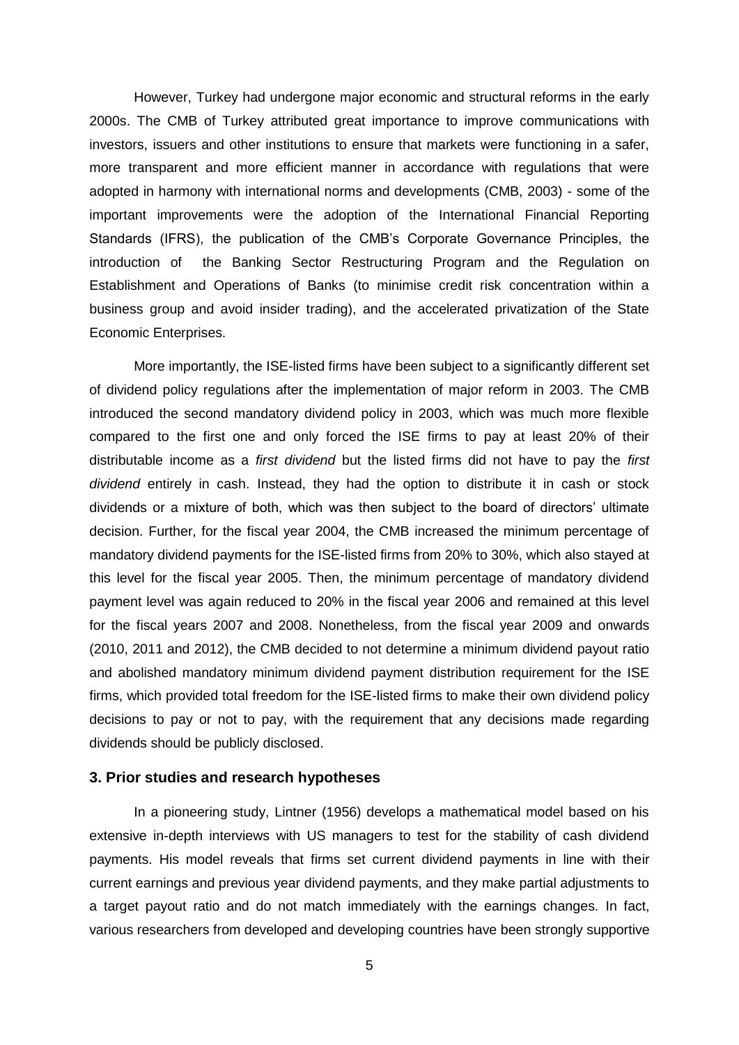However, Turkey had undergone major economic and structural reforms in the early 2000s. The CMB of Turkey attributed great importance to improve communications with investors, issuers and other institutions to ensure that markets were functioning in a safer, more transparent and more efficient manner in accordance with regulations that were adopted in harmony with international norms and developments (CMB, 2003) - some of the important improvements were the adoption of the International Financial Reporting Standards (IFRS), the publication of the CMB's Corporate Governance Principles, the introduction of the Banking Sector Restructuring Program and the Regulation on Establishment and Operations of Banks (to minimise credit risk concentration within a business group and avoid insider trading), and the accelerated privatization of the State Economic Enterprises.

More importantly, the ISE-listed firms have been subject to a significantly different set of dividend policy regulations after the implementation of major reform in 2003. The CMB introduced the second mandatory dividend policy in 2003, which was much more flexible compared to the first one and only forced the ISE firms to pay at least 20% of their distributable income as a *first dividend* but the listed firms did not have to pay the *first dividend* entirely in cash. Instead, they had the option to distribute it in cash or stock dividends or a mixture of both, which was then subject to the board of directors' ultimate decision. Further, for the fiscal year 2004, the CMB increased the minimum percentage of mandatory dividend payments for the ISE-listed firms from 20% to 30%, which also stayed at this level for the fiscal year 2005. Then, the minimum percentage of mandatory dividend payment level was again reduced to 20% in the fiscal year 2006 and remained at this level for the fiscal years 2007 and 2008. Nonetheless, from the fiscal year 2009 and onwards (2010, 2011 and 2012), the CMB decided to not determine a minimum dividend payout ratio and abolished mandatory minimum dividend payment distribution requirement for the ISE firms, which provided total freedom for the ISE-listed firms to make their own dividend policy decisions to pay or not to pay, with the requirement that any decisions made regarding dividends should be publicly disclosed.

## 3. Prior studies and research hypotheses

In a pioneering study, Lintner (1956) develops a mathematical model based on his extensive in-depth interviews with US managers to test for the stability of cash dividend payments. His model reveals that firms set current dividend payments in line with their current earnings and previous year dividend payments, and they make partial adjustments to a target payout ratio and do not match immediately with the earnings changes. In fact, various researchers from developed and developing countries have been strongly supportive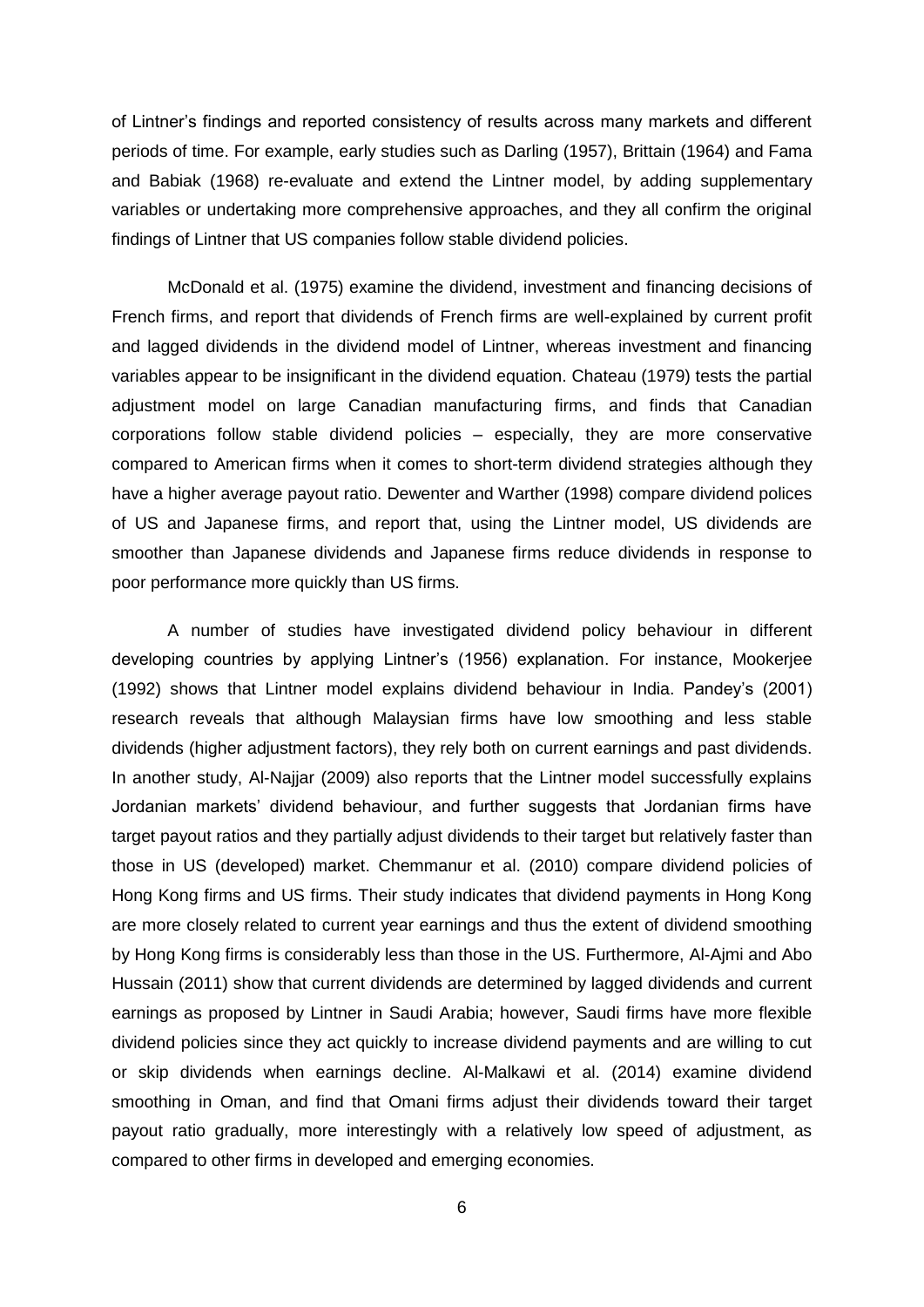of Lintner's findings and reported consistency of results across many markets and different periods of time. For example, early studies such as Darling (1957), Brittain (1964) and Fama and Babiak (1968) re-evaluate and extend the Lintner model, by adding supplementary variables or undertaking more comprehensive approaches, and they all confirm the original findings of Lintner that US companies follow stable dividend policies.

McDonald et al. (1975) examine the dividend, investment and financing decisions of French firms, and report that dividends of French firms are well-explained by current profit and lagged dividends in the dividend model of Lintner, whereas investment and financing variables appear to be insignificant in the dividend equation. Chateau (1979) tests the partial adjustment model on large Canadian manufacturing firms, and finds that Canadian corporations follow stable dividend policies – especially, they are more conservative compared to American firms when it comes to short-term dividend strategies although they have a higher average payout ratio. Dewenter and Warther (1998) compare dividend polices of US and Japanese firms, and report that, using the Lintner model, US dividends are smoother than Japanese dividends and Japanese firms reduce dividends in response to poor performance more quickly than US firms.

A number of studies have investigated dividend policy behaviour in different developing countries by applying Lintner's (1956) explanation. For instance, Mookerjee (1992) shows that Lintner model explains dividend behaviour in India. Pandey's (2001) research reveals that although Malaysian firms have low smoothing and less stable dividends (higher adjustment factors), they rely both on current earnings and past dividends. In another study, Al-Najjar (2009) also reports that the Lintner model successfully explains Jordanian markets' dividend behaviour, and further suggests that Jordanian firms have target payout ratios and they partially adjust dividends to their target but relatively faster than those in US (developed) market. Chemmanur et al. (2010) compare dividend policies of Hong Kong firms and US firms. Their study indicates that dividend payments in Hong Kong are more closely related to current year earnings and thus the extent of dividend smoothing by Hong Kong firms is considerably less than those in the US. Furthermore, Al-Ajmi and Abo Hussain (2011) show that current dividends are determined by lagged dividends and current earnings as proposed by Lintner in Saudi Arabia; however, Saudi firms have more flexible dividend policies since they act quickly to increase dividend payments and are willing to cut or skip dividends when earnings decline. Al-Malkawi et al. (2014) examine dividend smoothing in Oman, and find that Omani firms adjust their dividends toward their target payout ratio gradually, more interestingly with a relatively low speed of adjustment, as compared to other firms in developed and emerging economies.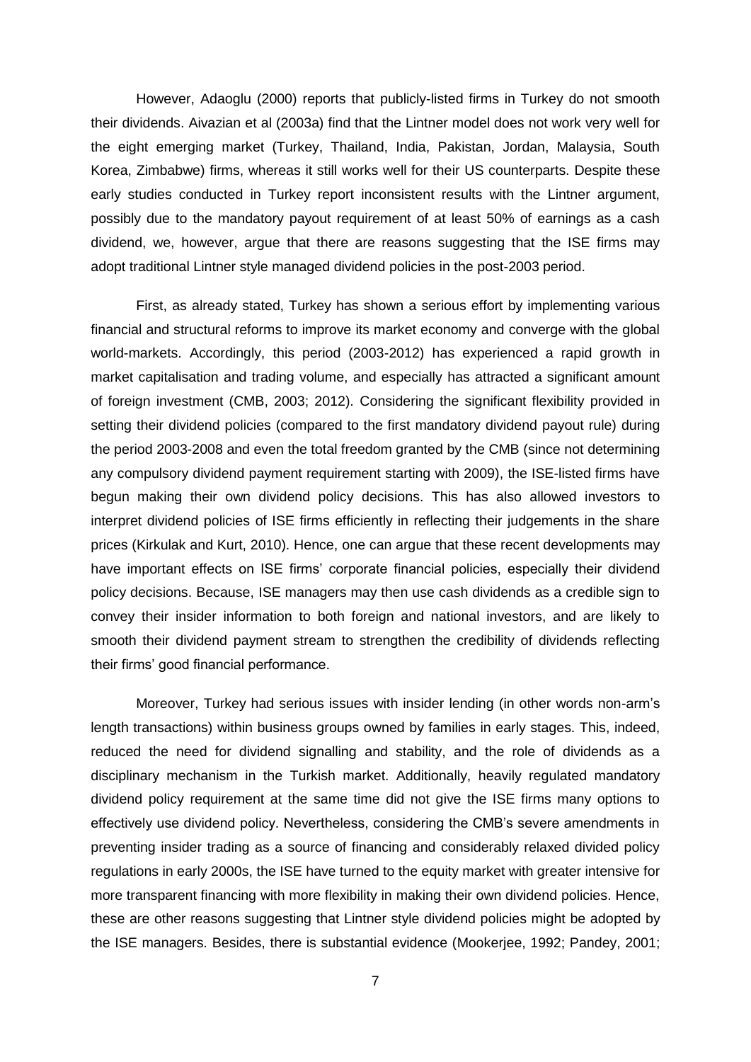However, Adaoglu (2000) reports that publicly-listed firms in Turkey do not smooth their dividends. Aivazian et al (2003a) find that the Lintner model does not work very well for the eight emerging market (Turkey, Thailand, India, Pakistan, Jordan, Malaysia, South Korea, Zimbabwe) firms, whereas it still works well for their US counterparts. Despite these early studies conducted in Turkey report inconsistent results with the Lintner argument, possibly due to the mandatory payout requirement of at least 50% of earnings as a cash dividend, we, however, argue that there are reasons suggesting that the ISE firms may adopt traditional Lintner style managed dividend policies in the post-2003 period.

First, as already stated, Turkey has shown a serious effort by implementing various financial and structural reforms to improve its market economy and converge with the global world-markets. Accordingly, this period (2003-2012) has experienced a rapid growth in market capitalisation and trading volume, and especially has attracted a significant amount of foreign investment (CMB, 2003; 2012). Considering the significant flexibility provided in setting their dividend policies (compared to the first mandatory dividend payout rule) during the period 2003-2008 and even the total freedom granted by the CMB (since not determining any compulsory dividend payment requirement starting with 2009), the ISE-listed firms have begun making their own dividend policy decisions. This has also allowed investors to interpret dividend policies of ISE firms efficiently in reflecting their judgements in the share prices (Kirkulak and Kurt, 2010). Hence, one can argue that these recent developments may have important effects on ISE firms' corporate financial policies, especially their dividend policy decisions. Because, ISE managers may then use cash dividends as a credible sign to convey their insider information to both foreign and national investors, and are likely to smooth their dividend payment stream to strengthen the credibility of dividends reflecting their firms' good financial performance.

Moreover, Turkey had serious issues with insider lending (in other words non-arm's length transactions) within business groups owned by families in early stages. This, indeed, reduced the need for dividend signalling and stability, and the role of dividends as a disciplinary mechanism in the Turkish market. Additionally, heavily regulated mandatory dividend policy requirement at the same time did not give the ISE firms many options to effectively use dividend policy. Nevertheless, considering the CMB's severe amendments in preventing insider trading as a source of financing and considerably relaxed divided policy regulations in early 2000s, the ISE have turned to the equity market with greater intensive for more transparent financing with more flexibility in making their own dividend policies. Hence, these are other reasons suggesting that Lintner style dividend policies might be adopted by the ISE managers. Besides, there is substantial evidence (Mookerjee, 1992; Pandey, 2001;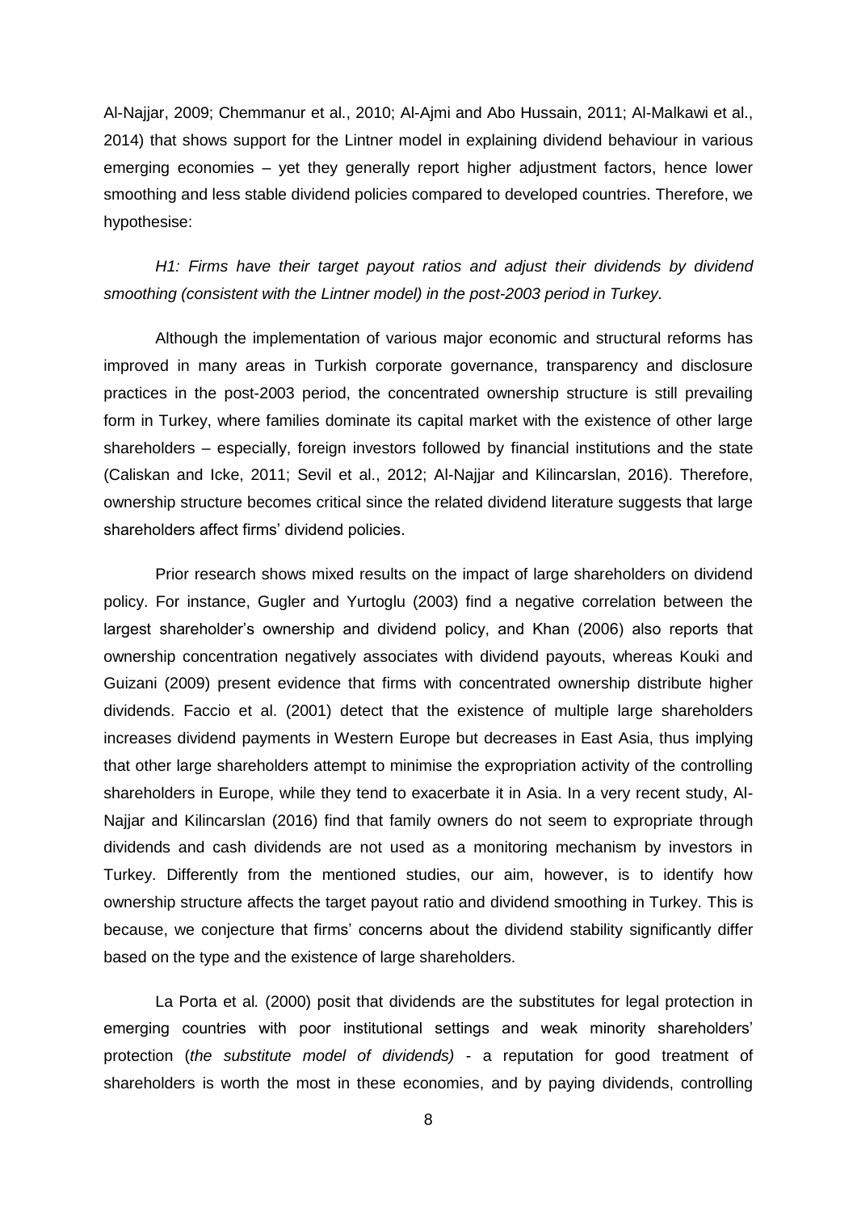Al-Najjar, 2009; Chemmanur et al., 2010; Al-Ajmi and Abo Hussain, 2011; Al-Malkawi et al., 2014) that shows support for the Lintner model in explaining dividend behaviour in various emerging economies – yet they generally report higher adjustment factors, hence lower smoothing and less stable dividend policies compared to developed countries. Therefore, we hypothesise:

*H1: Firms have their target payout ratios and adjust their dividends by dividend smoothing (consistent with the Lintner model) in the post-2003 period in Turkey.*

Although the implementation of various major economic and structural reforms has improved in many areas in Turkish corporate governance, transparency and disclosure practices in the post-2003 period, the concentrated ownership structure is still prevailing form in Turkey, where families dominate its capital market with the existence of other large shareholders – especially, foreign investors followed by financial institutions and the state (Caliskan and Icke, 2011; Sevil et al., 2012; Al-Najjar and Kilincarslan, 2016). Therefore, ownership structure becomes critical since the related dividend literature suggests that large shareholders affect firms' dividend policies.

Prior research shows mixed results on the impact of large shareholders on dividend policy. For instance, Gugler and Yurtoglu (2003) find a negative correlation between the largest shareholder's ownership and dividend policy, and Khan (2006) also reports that ownership concentration negatively associates with dividend payouts, whereas Kouki and Guizani (2009) present evidence that firms with concentrated ownership distribute higher dividends. Faccio et al. (2001) detect that the existence of multiple large shareholders increases dividend payments in Western Europe but decreases in East Asia, thus implying that other large shareholders attempt to minimise the expropriation activity of the controlling shareholders in Europe, while they tend to exacerbate it in Asia. In a very recent study, Al-Najjar and Kilincarslan (2016) find that family owners do not seem to expropriate through dividends and cash dividends are not used as a monitoring mechanism by investors in Turkey. Differently from the mentioned studies, our aim, however, is to identify how ownership structure affects the target payout ratio and dividend smoothing in Turkey. This is because, we conjecture that firms' concerns about the dividend stability significantly differ based on the type and the existence of large shareholders.

La Porta et al*.* (2000) posit that dividends are the substitutes for legal protection in emerging countries with poor institutional settings and weak minority shareholders' protection (*the substitute model of dividends)* - a reputation for good treatment of shareholders is worth the most in these economies, and by paying dividends, controlling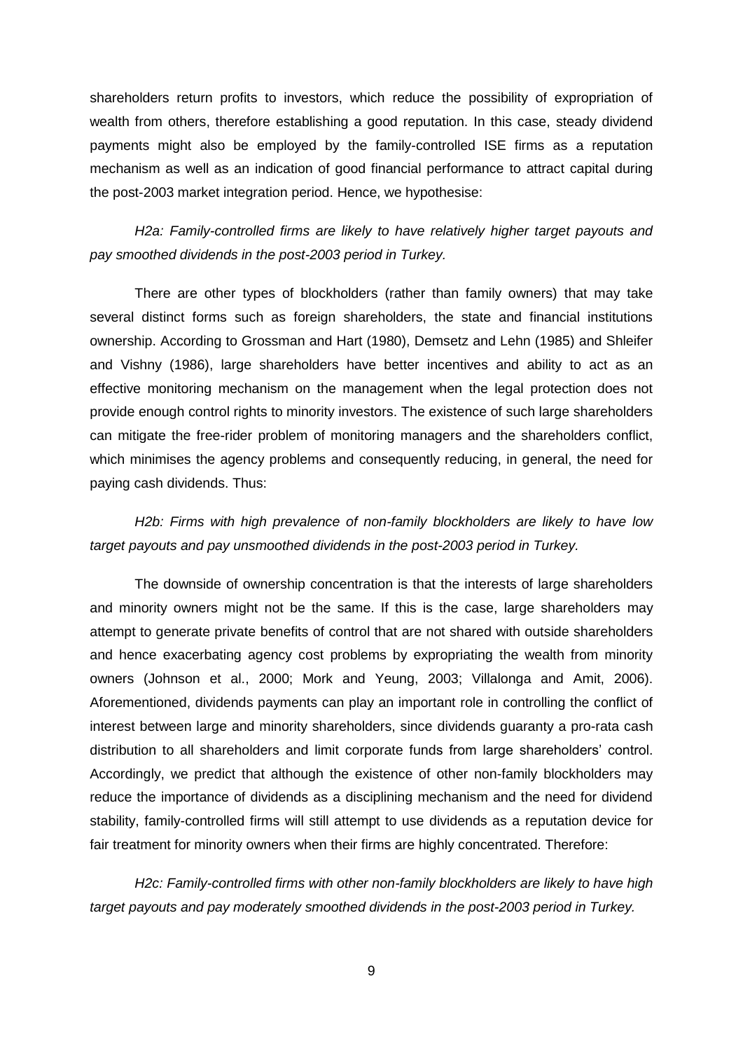shareholders return profits to investors, which reduce the possibility of expropriation of wealth from others, therefore establishing a good reputation. In this case, steady dividend payments might also be employed by the family-controlled ISE firms as a reputation mechanism as well as an indication of good financial performance to attract capital during the post-2003 market integration period. Hence, we hypothesise:

*H2a: Family-controlled firms are likely to have relatively higher target payouts and pay smoothed dividends in the post-2003 period in Turkey.*

There are other types of blockholders (rather than family owners) that may take several distinct forms such as foreign shareholders, the state and financial institutions ownership. According to Grossman and Hart (1980), Demsetz and Lehn (1985) and Shleifer and Vishny (1986), large shareholders have better incentives and ability to act as an effective monitoring mechanism on the management when the legal protection does not provide enough control rights to minority investors. The existence of such large shareholders can mitigate the free-rider problem of monitoring managers and the shareholders conflict, which minimises the agency problems and consequently reducing, in general, the need for paying cash dividends. Thus:

*H2b: Firms with high prevalence of non-family blockholders are likely to have low target payouts and pay unsmoothed dividends in the post-2003 period in Turkey.*

The downside of ownership concentration is that the interests of large shareholders and minority owners might not be the same. If this is the case, large shareholders may attempt to generate private benefits of control that are not shared with outside shareholders and hence exacerbating agency cost problems by expropriating the wealth from minority owners (Johnson et al., 2000; Mork and Yeung, 2003; Villalonga and Amit, 2006). Aforementioned, dividends payments can play an important role in controlling the conflict of interest between large and minority shareholders, since dividends guaranty a pro-rata cash distribution to all shareholders and limit corporate funds from large shareholders' control. Accordingly, we predict that although the existence of other non-family blockholders may reduce the importance of dividends as a disciplining mechanism and the need for dividend stability, family-controlled firms will still attempt to use dividends as a reputation device for fair treatment for minority owners when their firms are highly concentrated. Therefore:

*H2c: Family-controlled firms with other non-family blockholders are likely to have high target payouts and pay moderately smoothed dividends in the post-2003 period in Turkey.*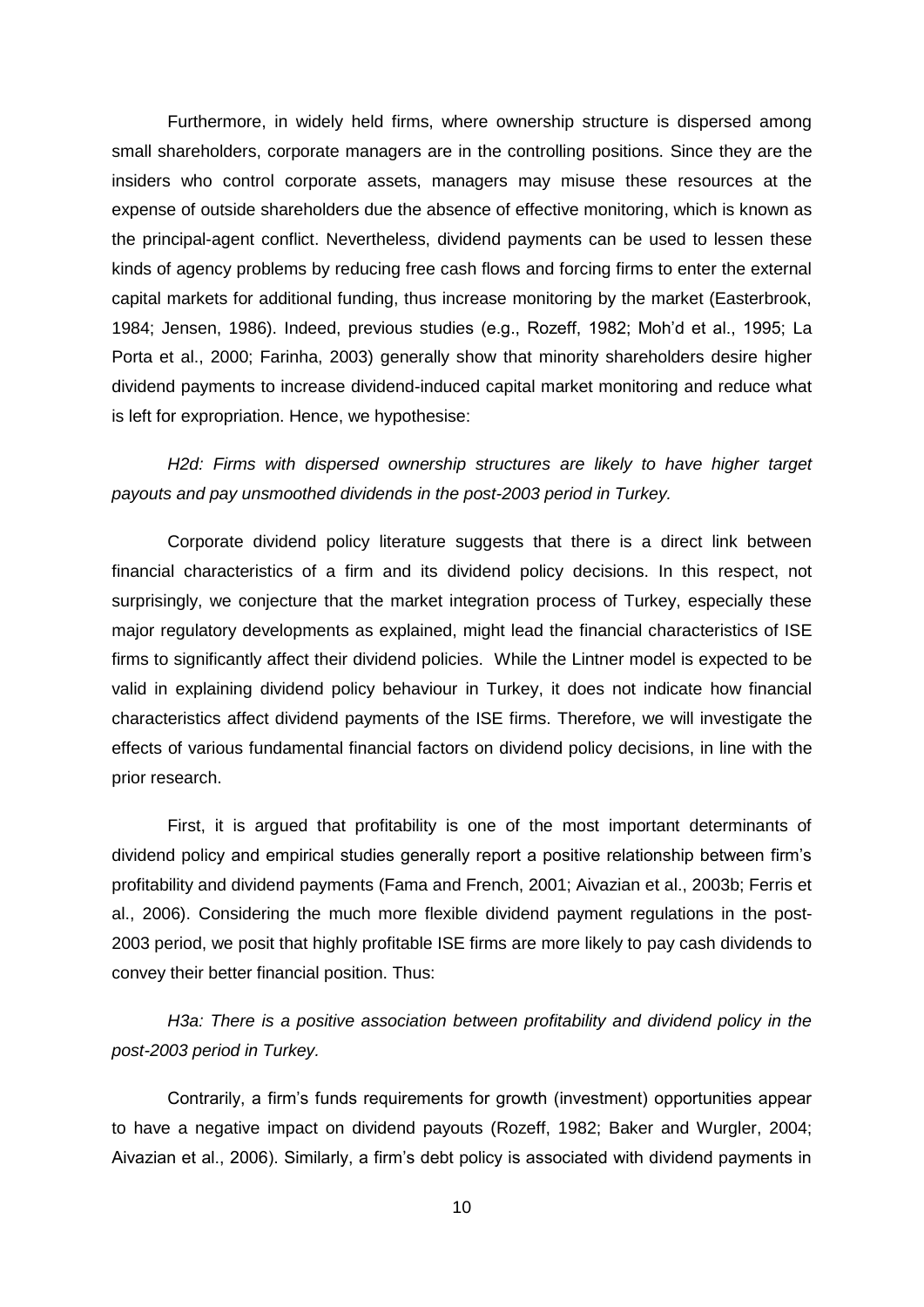Furthermore, in widely held firms, where ownership structure is dispersed among small shareholders, corporate managers are in the controlling positions. Since they are the insiders who control corporate assets, managers may misuse these resources at the expense of outside shareholders due the absence of effective monitoring, which is known as the principal-agent conflict. Nevertheless, dividend payments can be used to lessen these kinds of agency problems by reducing free cash flows and forcing firms to enter the external capital markets for additional funding, thus increase monitoring by the market (Easterbrook, 1984; Jensen, 1986). Indeed, previous studies (e.g., Rozeff, 1982; Moh'd et al., 1995; La Porta et al., 2000; Farinha, 2003) generally show that minority shareholders desire higher dividend payments to increase dividend-induced capital market monitoring and reduce what is left for expropriation. Hence, we hypothesise:

*H2d: Firms with dispersed ownership structures are likely to have higher target payouts and pay unsmoothed dividends in the post-2003 period in Turkey.*

Corporate dividend policy literature suggests that there is a direct link between financial characteristics of a firm and its dividend policy decisions. In this respect, not surprisingly, we conjecture that the market integration process of Turkey, especially these major regulatory developments as explained, might lead the financial characteristics of ISE firms to significantly affect their dividend policies. While the Lintner model is expected to be valid in explaining dividend policy behaviour in Turkey, it does not indicate how financial characteristics affect dividend payments of the ISE firms. Therefore, we will investigate the effects of various fundamental financial factors on dividend policy decisions, in line with the prior research.

First, it is argued that profitability is one of the most important determinants of dividend policy and empirical studies generally report a positive relationship between firm's profitability and dividend payments (Fama and French, 2001; Aivazian et al., 2003b; Ferris et al., 2006). Considering the much more flexible dividend payment regulations in the post-2003 period, we posit that highly profitable ISE firms are more likely to pay cash dividends to convey their better financial position. Thus:

*H3a: There is a positive association between profitability and dividend policy in the post-2003 period in Turkey.*

Contrarily, a firm's funds requirements for growth (investment) opportunities appear to have a negative impact on dividend payouts (Rozeff, 1982; Baker and Wurgler, 2004; Aivazian et al., 2006). Similarly, a firm's debt policy is associated with dividend payments in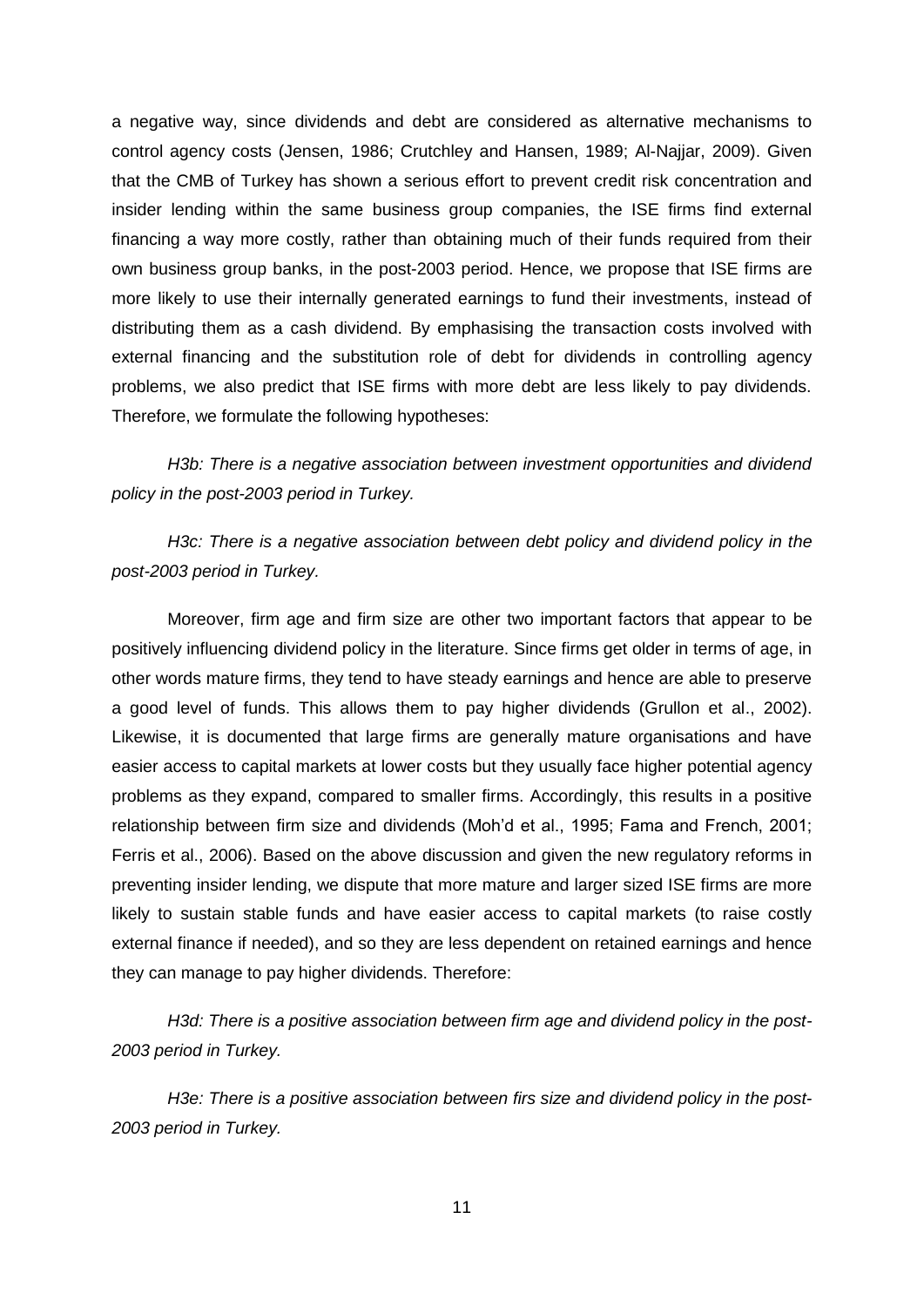a negative way, since dividends and debt are considered as alternative mechanisms to control agency costs (Jensen, 1986; Crutchley and Hansen, 1989; Al-Najjar, 2009). Given that the CMB of Turkey has shown a serious effort to prevent credit risk concentration and insider lending within the same business group companies, the ISE firms find external financing a way more costly, rather than obtaining much of their funds required from their own business group banks, in the post-2003 period. Hence, we propose that ISE firms are more likely to use their internally generated earnings to fund their investments, instead of distributing them as a cash dividend. By emphasising the transaction costs involved with external financing and the substitution role of debt for dividends in controlling agency problems, we also predict that ISE firms with more debt are less likely to pay dividends. Therefore, we formulate the following hypotheses:

*H3b: There is a negative association between investment opportunities and dividend policy in the post-2003 period in Turkey.*

*H3c: There is a negative association between debt policy and dividend policy in the post-2003 period in Turkey.*

Moreover, firm age and firm size are other two important factors that appear to be positively influencing dividend policy in the literature. Since firms get older in terms of age, in other words mature firms, they tend to have steady earnings and hence are able to preserve a good level of funds. This allows them to pay higher dividends (Grullon et al., 2002). Likewise, it is documented that large firms are generally mature organisations and have easier access to capital markets at lower costs but they usually face higher potential agency problems as they expand, compared to smaller firms. Accordingly, this results in a positive relationship between firm size and dividends (Moh'd et al., 1995; Fama and French, 2001; Ferris et al., 2006). Based on the above discussion and given the new regulatory reforms in preventing insider lending, we dispute that more mature and larger sized ISE firms are more likely to sustain stable funds and have easier access to capital markets (to raise costly external finance if needed), and so they are less dependent on retained earnings and hence they can manage to pay higher dividends. Therefore:

*H3d: There is a positive association between firm age and dividend policy in the post-2003 period in Turkey.*

*H3e: There is a positive association between firs size and dividend policy in the post-2003 period in Turkey.*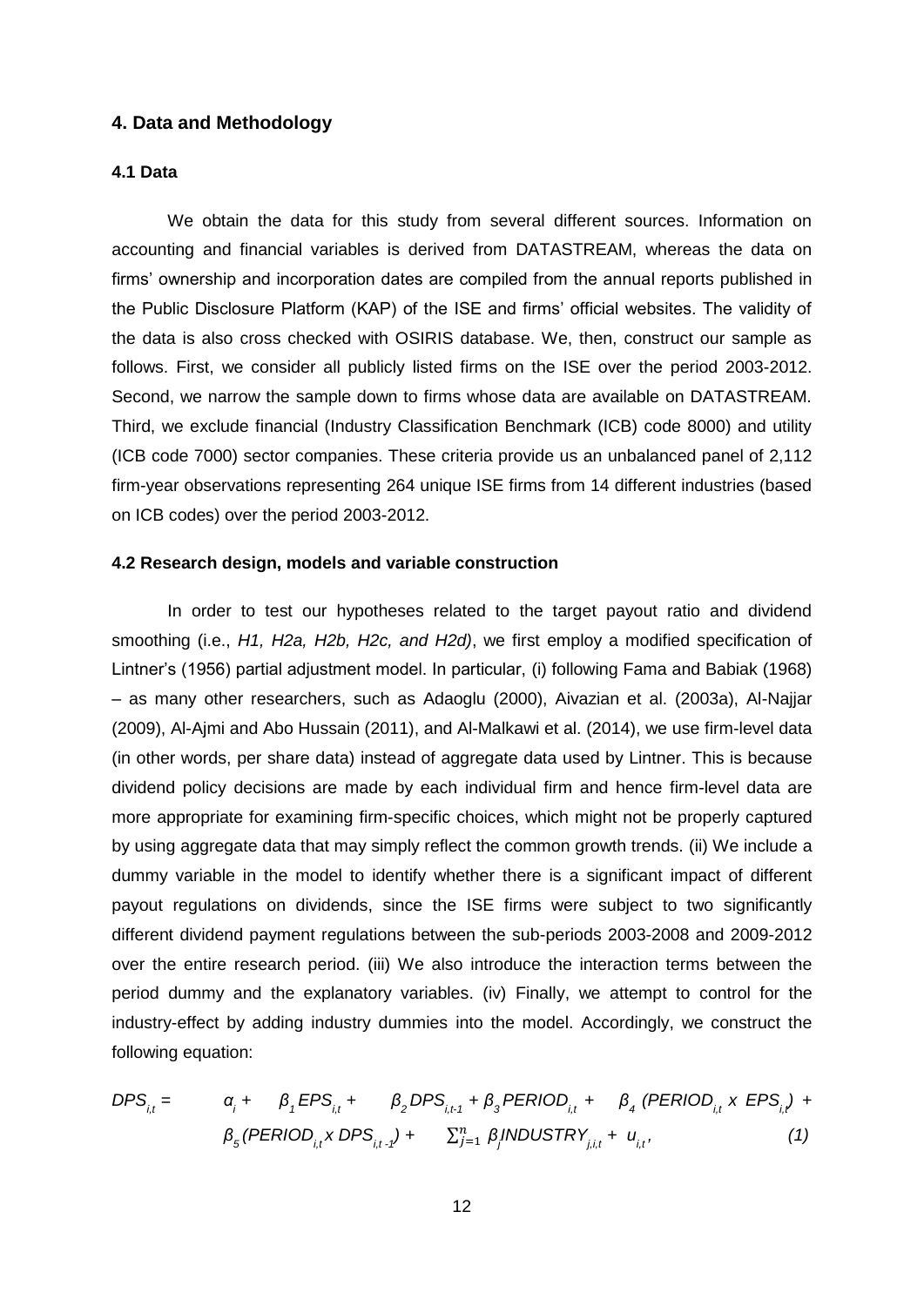## 4. Data and Methodology

### 4.1 Data

We obtain the data for this study from several different sources. Information on accounting and financial variables is derived from DATASTREAM, whereas the data on firms' ownership and incorporation dates are compiled from the annual reports published in the Public Disclosure Platform (KAP) of the ISE and firms' official websites. The validity of the data is also cross checked with OSIRIS database. We, then, construct our sample as follows. First, we consider all publicly listed firms on the ISE over the period 2003-2012. Second, we narrow the sample down to firms whose data are available on DATASTREAM. Third, we exclude financial (Industry Classification Benchmark (ICB) code 8000) and utility (ICB code 7000) sector companies. These criteria provide us an unbalanced panel of 2,112 firm-year observations representing 264 unique ISE firms from 14 different industries (based on ICB codes) over the period 2003-2012.

### 4.2 Research design, models and variable construction

In order to test our hypotheses related to the target payout ratio and dividend smoothing (i.e., *H1, H2a, H2b, H2c, and H2d)*, we first employ a modified specification of Lintner's (1956) partial adjustment model. In particular, (i) following Fama and Babiak (1968) – as many other researchers, such as Adaoglu (2000), Aivazian et al. (2003a), Al-Najjar (2009), Al-Ajmi and Abo Hussain (2011), and Al-Malkawi et al. (2014), we use firm-level data (in other words, per share data) instead of aggregate data used by Lintner. This is because dividend policy decisions are made by each individual firm and hence firm-level data are more appropriate for examining firm-specific choices, which might not be properly captured by using aggregate data that may simply reflect the common growth trends. (ii) We include a dummy variable in the model to identify whether there is a significant impact of different payout regulations on dividends, since the ISE firms were subject to two significantly different dividend payment regulations between the sub-periods 2003-2008 and 2009-2012 over the entire research period. (iii) We also introduce the interaction terms between the period dummy and the explanatory variables. (iv) Finally, we attempt to control for the industry-effect by adding industry dummies into the model. Accordingly, we construct the following equation:

$$DPS_{i,t} = \alpha_i + \beta_1 EPS_{i,t} + \beta_2 DPS_{i,t-1} + \beta_3 PERIOD_{i,t} + \beta_4 (PERIOD_{i,t} \times EPS_{i,t}) + \beta_5 (PERIOD_{i,t} \times DPS_{i,t-1}) + \sum_{j=1}^{n} \beta_j INDUSTRY_{j,i,t} + u_{i,t}, \quad (1)$$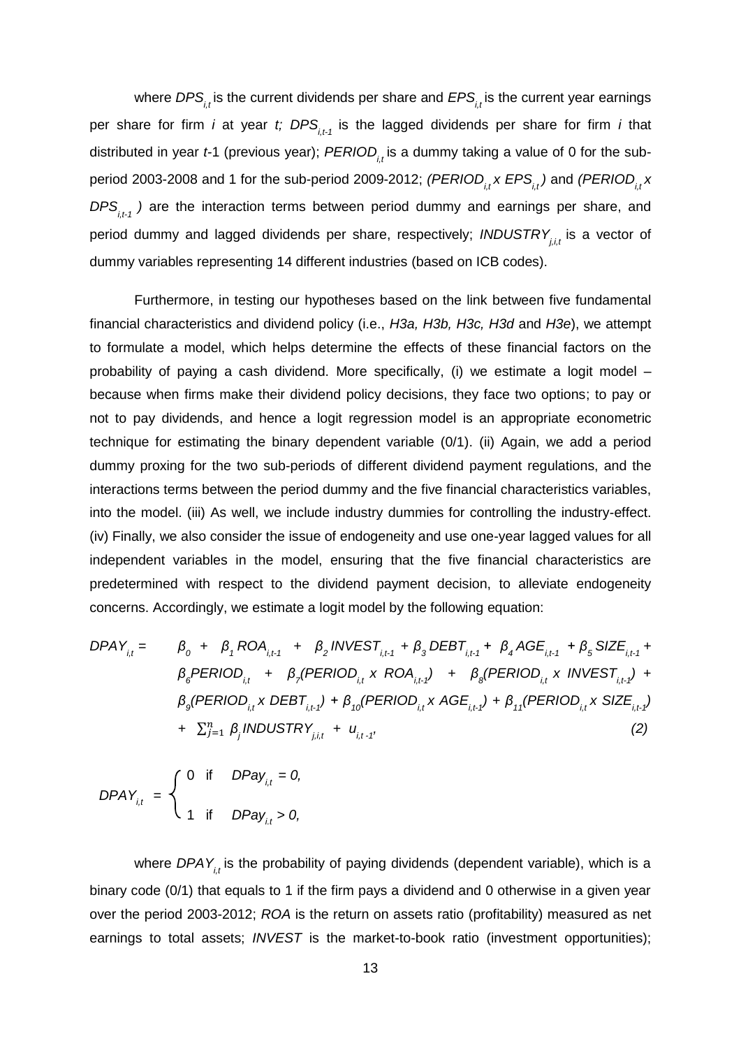where $DPS_{i,t}$ is the current dividends per share and $EPS_{i,t}$ is the current year earnings per share for firm *i* at year *t*; $DPS_{i,t-1}$ is the lagged dividends per share for firm *i* that distributed in year *t*-1 (previous year); $PERIOD_{i,t}$ is a dummy taking a value of 0 for the sub-period 2003-2008 and 1 for the sub-period 2009-2012; $(PERIOD_{i,t} \times EPS_{i,t})$ and $(PERIOD_{i,t} \times DPS_{i,t-1})$ are the interaction terms between period dummy and earnings per share, and period dummy and lagged dividends per share, respectively; $INDUSTRY_{j,i,t}$ is a vector of dummy variables representing 14 different industries (based on ICB codes).

Furthermore, in testing our hypotheses based on the link between five fundamental financial characteristics and dividend policy (i.e., *H3a, H3b, H3c, H3d* and *H3e*), we attempt to formulate a model, which helps determine the effects of these financial factors on the probability of paying a cash dividend. More specifically, (i) we estimate a logit model – because when firms make their dividend policy decisions, they face two options; to pay or not to pay dividends, and hence a logit regression model is an appropriate econometric technique for estimating the binary dependent variable (0/1). (ii) Again, we add a period dummy proxing for the two sub-periods of different dividend payment regulations, and the interactions terms between the period dummy and the five financial characteristics variables, into the model. (iii) As well, we include industry dummies for controlling the industry-effect. (iv) Finally, we also consider the issue of endogeneity and use one-year lagged values for all independent variables in the model, ensuring that the five financial characteristics are predetermined with respect to the dividend payment decision, to alleviate endogeneity concerns. Accordingly, we estimate a logit model by the following equation:

$$
\begin{aligned}
DPAY_{i,t} = \; & \beta_0 + \beta_1 ROA_{i,t-1} + \beta_2 INVEST_{i,t-1} + \beta_3 DEBT_{i,t-1} + \beta_4 AGE_{i,t-1} + \beta_5 SIZE_{i,t-1} + \\
& \beta_6 PERIOD_{i,t} + \beta_7 (PERIOD_{i,t} \times ROA_{i,t-1}) + \beta_8 (PERIOD_{i,t} \times INVEST_{i,t-1}) + \\
& \beta_9 (PERIOD_{i,t} \times DEBT_{i,t-1}) + \beta_{10} (PERIOD_{i,t} \times AGE_{i,t-1}) + \beta_{11} (PERIOD_{i,t} \times SIZE_{i,t-1}) \\
& + \textstyle\sum_{j=1}^{n} \beta_j INDUSTRY_{j,i,t} + u_{i,t-1}, \qquad (2)
\end{aligned}
$$

$$
DPAY_{i,t} = \begin{cases} 0 & \text{if} \quad DPay_{i,t} = 0, \\ 1 & \text{if} \quad DPay_{i,t} > 0, \end{cases}
$$

where $DPAY_{i,t}$ is the probability of paying dividends (dependent variable), which is a binary code (0/1) that equals to 1 if the firm pays a dividend and 0 otherwise in a given year over the period 2003-2012; *ROA* is the return on assets ratio (profitability) measured as net earnings to total assets; *INVEST* is the market-to-book ratio (investment opportunities);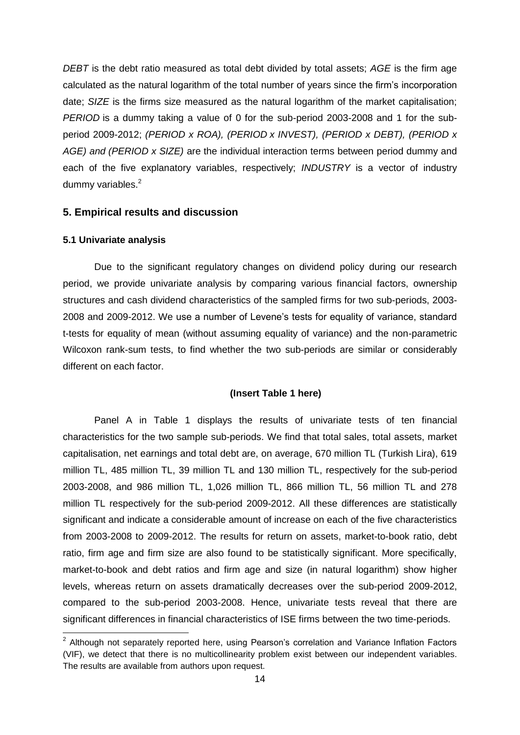*DEBT* is the debt ratio measured as total debt divided by total assets; *AGE* is the firm age calculated as the natural logarithm of the total number of years since the firm's incorporation date; *SIZE* is the firms size measured as the natural logarithm of the market capitalisation; *PERIOD* is a dummy taking a value of 0 for the sub-period 2003-2008 and 1 for the sub-period 2009-2012; *(PERIOD x ROA), (PERIOD x INVEST), (PERIOD x DEBT), (PERIOD x AGE) and (PERIOD x SIZE)* are the individual interaction terms between period dummy and each of the five explanatory variables, respectively; *INDUSTRY* is a vector of industry dummy variables.[2]

## 5. Empirical results and discussion

### 5.1 Univariate analysis

Due to the significant regulatory changes on dividend policy during our research period, we provide univariate analysis by comparing various financial factors, ownership structures and cash dividend characteristics of the sampled firms for two sub-periods, 2003-2008 and 2009-2012. We use a number of Levene's tests for equality of variance, standard t-tests for equality of mean (without assuming equality of variance) and the non-parametric Wilcoxon rank-sum tests, to find whether the two sub-periods are similar or considerably different on each factor.

**(Insert Table 1 here)**

Panel A in Table 1 displays the results of univariate tests of ten financial characteristics for the two sample sub-periods. We find that total sales, total assets, market capitalisation, net earnings and total debt are, on average, 670 million TL (Turkish Lira), 619 million TL, 485 million TL, 39 million TL and 130 million TL, respectively for the sub-period 2003-2008, and 986 million TL, 1,026 million TL, 866 million TL, 56 million TL and 278 million TL respectively for the sub-period 2009-2012. All these differences are statistically significant and indicate a considerable amount of increase on each of the five characteristics from 2003-2008 to 2009-2012. The results for return on assets, market-to-book ratio, debt ratio, firm age and firm size are also found to be statistically significant. More specifically, market-to-book and debt ratios and firm age and size (in natural logarithm) show higher levels, whereas return on assets dramatically decreases over the sub-period 2009-2012, compared to the sub-period 2003-2008. Hence, univariate tests reveal that there are significant differences in financial characteristics of ISE firms between the two time-periods.

[2] Although not separately reported here, using Pearson's correlation and Variance Inflation Factors (VIF), we detect that there is no multicollinearity problem exist between our independent variables. The results are available from authors upon request.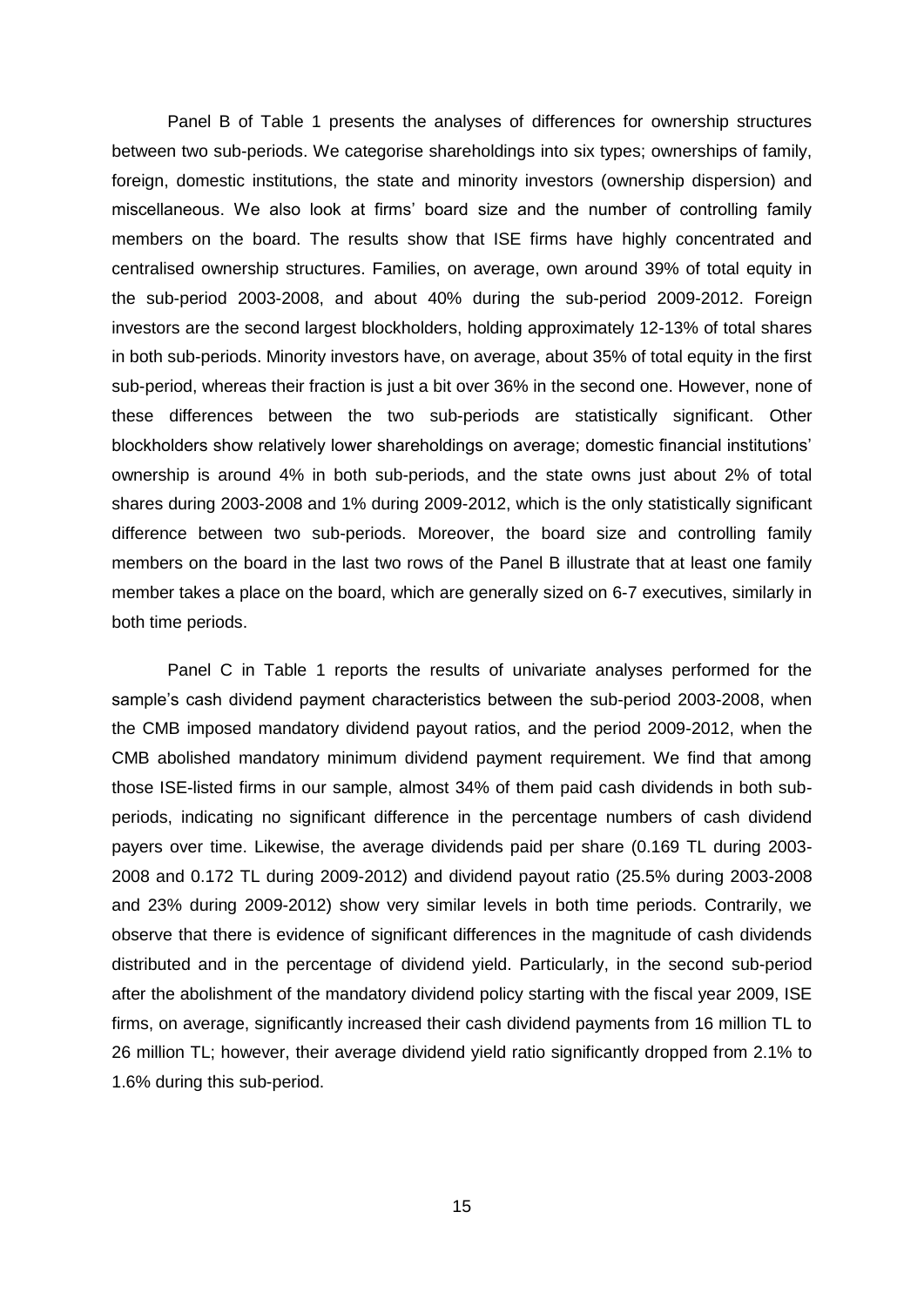Panel B of Table 1 presents the analyses of differences for ownership structures between two sub-periods. We categorise shareholdings into six types; ownerships of family, foreign, domestic institutions, the state and minority investors (ownership dispersion) and miscellaneous. We also look at firms' board size and the number of controlling family members on the board. The results show that ISE firms have highly concentrated and centralised ownership structures. Families, on average, own around 39% of total equity in the sub-period 2003-2008, and about 40% during the sub-period 2009-2012. Foreign investors are the second largest blockholders, holding approximately 12-13% of total shares in both sub-periods. Minority investors have, on average, about 35% of total equity in the first sub-period, whereas their fraction is just a bit over 36% in the second one. However, none of these differences between the two sub-periods are statistically significant. Other blockholders show relatively lower shareholdings on average; domestic financial institutions' ownership is around 4% in both sub-periods, and the state owns just about 2% of total shares during 2003-2008 and 1% during 2009-2012, which is the only statistically significant difference between two sub-periods. Moreover, the board size and controlling family members on the board in the last two rows of the Panel B illustrate that at least one family member takes a place on the board, which are generally sized on 6-7 executives, similarly in both time periods.

Panel C in Table 1 reports the results of univariate analyses performed for the sample's cash dividend payment characteristics between the sub-period 2003-2008, when the CMB imposed mandatory dividend payout ratios, and the period 2009-2012, when the CMB abolished mandatory minimum dividend payment requirement. We find that among those ISE-listed firms in our sample, almost 34% of them paid cash dividends in both sub-periods, indicating no significant difference in the percentage numbers of cash dividend payers over time. Likewise, the average dividends paid per share (0.169 TL during 2003-2008 and 0.172 TL during 2009-2012) and dividend payout ratio (25.5% during 2003-2008 and 23% during 2009-2012) show very similar levels in both time periods. Contrarily, we observe that there is evidence of significant differences in the magnitude of cash dividends distributed and in the percentage of dividend yield. Particularly, in the second sub-period after the abolishment of the mandatory dividend policy starting with the fiscal year 2009, ISE firms, on average, significantly increased their cash dividend payments from 16 million TL to 26 million TL; however, their average dividend yield ratio significantly dropped from 2.1% to 1.6% during this sub-period.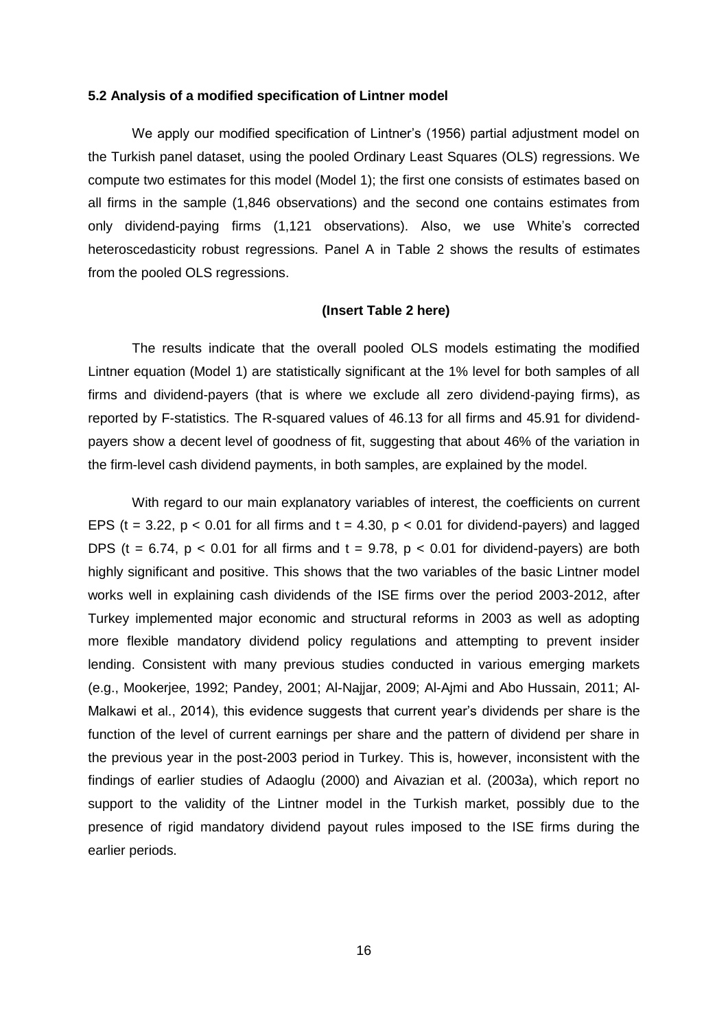### 5.2 Analysis of a modified specification of Lintner model

We apply our modified specification of Lintner's (1956) partial adjustment model on the Turkish panel dataset, using the pooled Ordinary Least Squares (OLS) regressions. We compute two estimates for this model (Model 1); the first one consists of estimates based on all firms in the sample (1,846 observations) and the second one contains estimates from only dividend-paying firms (1,121 observations). Also, we use White's corrected heteroscedasticity robust regressions. Panel A in Table 2 shows the results of estimates from the pooled OLS regressions.

**(Insert Table 2 here)**

The results indicate that the overall pooled OLS models estimating the modified Lintner equation (Model 1) are statistically significant at the 1% level for both samples of all firms and dividend-payers (that is where we exclude all zero dividend-paying firms), as reported by F-statistics. The R-squared values of 46.13 for all firms and 45.91 for dividend-payers show a decent level of goodness of fit, suggesting that about 46% of the variation in the firm-level cash dividend payments, in both samples, are explained by the model.

With regard to our main explanatory variables of interest, the coefficients on current EPS ($t = 3.22$, $p < 0.01$ for all firms and $t = 4.30$, $p < 0.01$ for dividend-payers) and lagged DPS ($t = 6.74$, $p < 0.01$ for all firms and $t = 9.78$, $p < 0.01$ for dividend-payers) are both highly significant and positive. This shows that the two variables of the basic Lintner model works well in explaining cash dividends of the ISE firms over the period 2003-2012, after Turkey implemented major economic and structural reforms in 2003 as well as adopting more flexible mandatory dividend policy regulations and attempting to prevent insider lending. Consistent with many previous studies conducted in various emerging markets (e.g., Mookerjee, 1992; Pandey, 2001; Al-Najjar, 2009; Al-Ajmi and Abo Hussain, 2011; Al-Malkawi et al., 2014), this evidence suggests that current year's dividends per share is the function of the level of current earnings per share and the pattern of dividend per share in the previous year in the post-2003 period in Turkey. This is, however, inconsistent with the findings of earlier studies of Adaoglu (2000) and Aivazian et al. (2003a), which report no support to the validity of the Lintner model in the Turkish market, possibly due to the presence of rigid mandatory dividend payout rules imposed to the ISE firms during the earlier periods.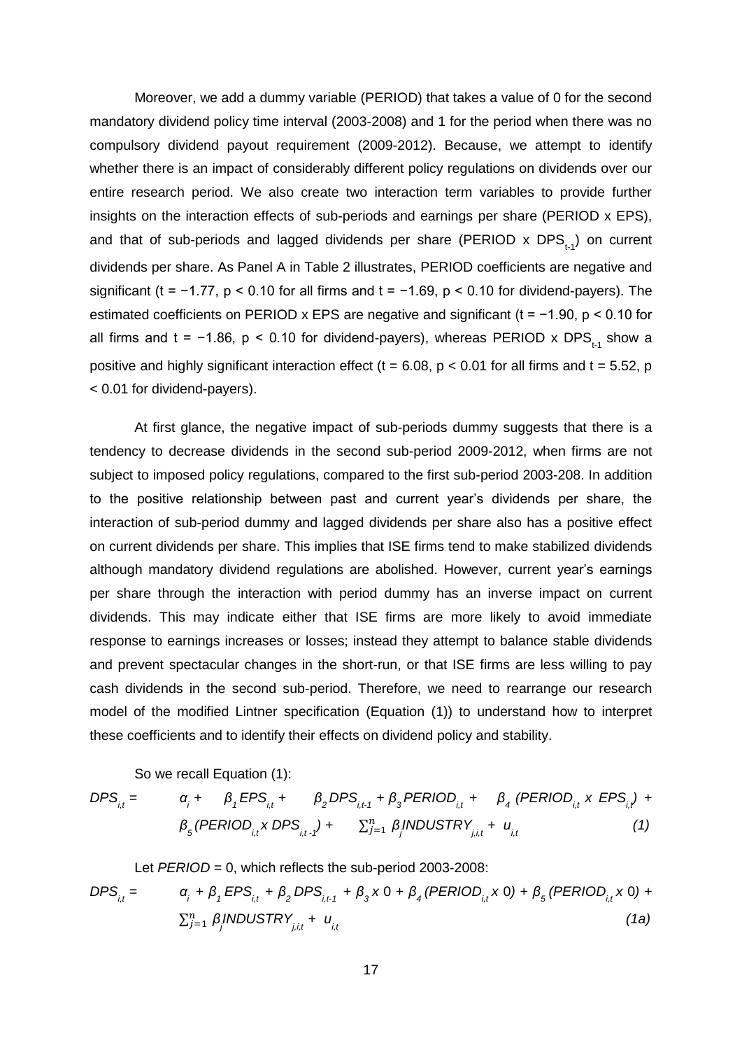Moreover, we add a dummy variable (PERIOD) that takes a value of 0 for the second mandatory dividend policy time interval (2003-2008) and 1 for the period when there was no compulsory dividend payout requirement (2009-2012). Because, we attempt to identify whether there is an impact of considerably different policy regulations on dividends over our entire research period. We also create two interaction term variables to provide further insights on the interaction effects of sub-periods and earnings per share (PERIOD x EPS), and that of sub-periods and lagged dividends per share (PERIOD x $DPS_{t-1}$) on current dividends per share. As Panel A in Table 2 illustrates, PERIOD coefficients are negative and significant ($t = -1.77$, $p < 0.10$ for all firms and $t = -1.69$, $p < 0.10$ for dividend-payers). The estimated coefficients on PERIOD x EPS are negative and significant ($t = -1.90$, $p < 0.10$ for all firms and $t = -1.86$, $p < 0.10$ for dividend-payers), whereas PERIOD x $DPS_{t-1}$ show a positive and highly significant interaction effect ($t = 6.08$, $p < 0.01$ for all firms and $t = 5.52$, $p < 0.01$ for dividend-payers).

At first glance, the negative impact of sub-periods dummy suggests that there is a tendency to decrease dividends in the second sub-period 2009-2012, when firms are not subject to imposed policy regulations, compared to the first sub-period 2003-208. In addition to the positive relationship between past and current year's dividends per share, the interaction of sub-period dummy and lagged dividends per share also has a positive effect on current dividends per share. This implies that ISE firms tend to make stabilized dividends although mandatory dividend regulations are abolished. However, current year's earnings per share through the interaction with period dummy has an inverse impact on current dividends. This may indicate either that ISE firms are more likely to avoid immediate response to earnings increases or losses; instead they attempt to balance stable dividends and prevent spectacular changes in the short-run, or that ISE firms are less willing to pay cash dividends in the second sub-period. Therefore, we need to rearrange our research model of the modified Lintner specification (Equation (1)) to understand how to interpret these coefficients and to identify their effects on dividend policy and stability.

So we recall Equation (1):

$$DPS_{i,t} = \alpha_i + \beta_1 EPS_{i,t} + \beta_2 DPS_{i,t-1} + \beta_3 PERIOD_{i,t} + \beta_4 (PERIOD_{i,t} \times EPS_{i,t}) + \beta_5 (PERIOD_{i,t} \times DPS_{i,t-1}) + \sum_{j=1}^{n} \beta_j INDUSTRY_{j,i,t} + u_{i,t} \quad (1)$$

Let *PERIOD* = 0, which reflects the sub-period 2003-2008:

$$DPS_{i,t} = \alpha_i + \beta_1 EPS_{i,t} + \beta_2 DPS_{i,t-1} + \beta_3 \times 0 + \beta_4 (PERIOD_{i,t} \times 0) + \beta_5 (PERIOD_{i,t} \times 0) + \sum_{j=1}^{n} \beta_j INDUSTRY_{j,i,t} + u_{i,t} \quad (1a)$$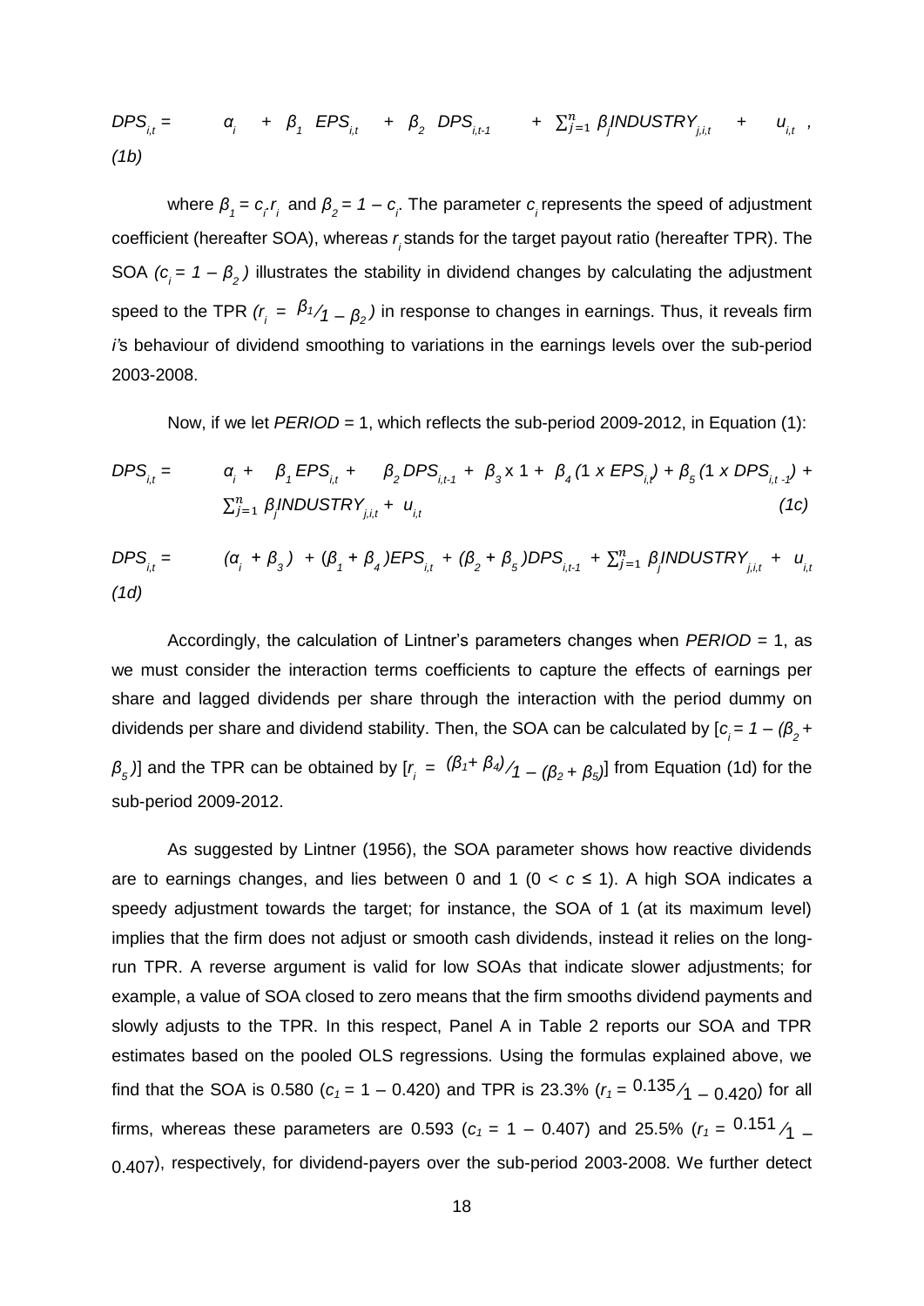$$DPS_{i,t} = \alpha_i + \beta_1 \; EPS_{i,t} + \beta_2 \; DPS_{i,t-1} + \sum_{j=1}^{n} \beta_j INDUSTRY_{j,i,t} + u_{i,t} \;, \tag{1b}$$

where $\beta_1 = c_i r_i$ and $\beta_2 = 1 - c_i$. The parameter $c_i$ represents the speed of adjustment coefficient (hereafter SOA), whereas $r_i$ stands for the target payout ratio (hereafter TPR). The SOA $(c_i = 1 - \beta_2)$ illustrates the stability in dividend changes by calculating the adjustment speed to the TPR $(r_i = \beta_1 / 1 - \beta_2)$ in response to changes in earnings. Thus, it reveals firm *i*'s behaviour of dividend smoothing to variations in the earnings levels over the sub-period 2003-2008.

Now, if we let *PERIOD* = 1, which reflects the sub-period 2009-2012, in Equation (1):

$$DPS_{i,t} = \alpha_i + \beta_1 EPS_{i,t} + \beta_2 DPS_{i,t-1} + \beta_3 \times 1 + \beta_4 (1 \times EPS_{i,t}) + \beta_5 (1 \times DPS_{i,t-1}) + \sum_{j=1}^{n} \beta_j INDUSTRY_{j,i,t} + u_{i,t} \tag{1c}$$

$$DPS_{i,t} = (\alpha_i + \beta_3) + (\beta_1 + \beta_4) EPS_{i,t} + (\beta_2 + \beta_5) DPS_{i,t-1} + \sum_{j=1}^{n} \beta_j INDUSTRY_{j,i,t} + u_{i,t} \tag{1d}$$

Accordingly, the calculation of Lintner's parameters changes when *PERIOD* = 1, as we must consider the interaction terms coefficients to capture the effects of earnings per share and lagged dividends per share through the interaction with the period dummy on dividends per share and dividend stability. Then, the SOA can be calculated by $[c_i = 1 - (\beta_2 + \beta_5)]$ and the TPR can be obtained by $[r_i = (\beta_1 + \beta_4) / 1 - (\beta_2 + \beta_5)]$ from Equation (1d) for the sub-period 2009-2012.

As suggested by Lintner (1956), the SOA parameter shows how reactive dividends are to earnings changes, and lies between 0 and 1 ($0 < c \leq 1$). A high SOA indicates a speedy adjustment towards the target; for instance, the SOA of 1 (at its maximum level) implies that the firm does not adjust or smooth cash dividends, instead it relies on the long-run TPR. A reverse argument is valid for low SOAs that indicate slower adjustments; for example, a value of SOA closed to zero means that the firm smooths dividend payments and slowly adjusts to the TPR. In this respect, Panel A in Table 2 reports our SOA and TPR estimates based on the pooled OLS regressions. Using the formulas explained above, we find that the SOA is 0.580 ($c_1 = 1 - 0.420$) and TPR is 23.3% ($r_1 = 0.135 / 1 - 0.420$) for all firms, whereas these parameters are 0.593 ($c_1 = 1 - 0.407$) and 25.5% ($r_1 = 0.151 / 1 - 0.407$), respectively, for dividend-payers over the sub-period 2003-2008. We further detect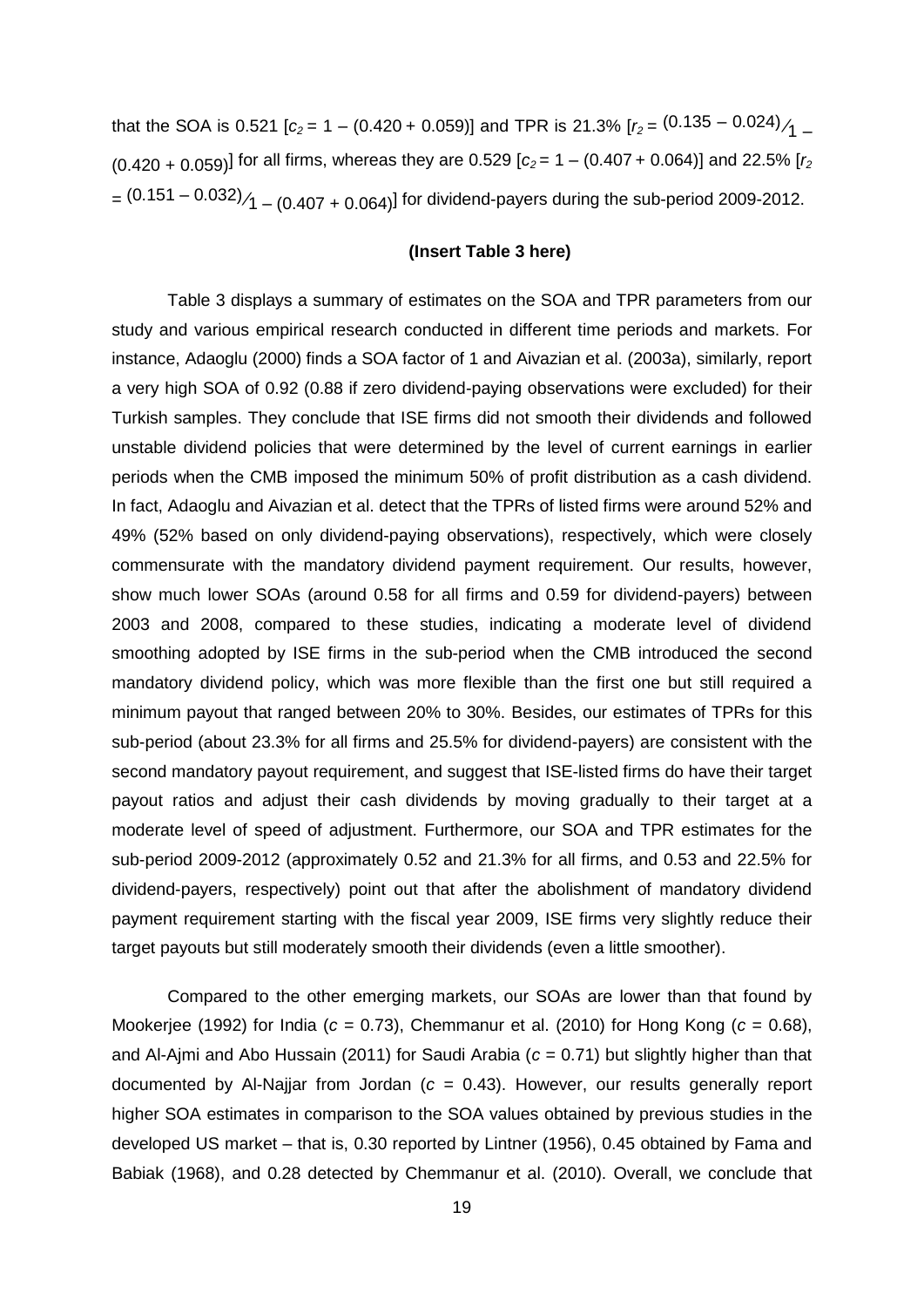that the SOA is 0.521 [$c_2 = 1 - (0.420 + 0.059)$] and TPR is 21.3% [$r_2 = \frac{(0.135 - 0.024)}{1 - (0.420 + 0.059)}$] for all firms, whereas they are 0.529 [$c_2 = 1 - (0.407 + 0.064)$] and 22.5% [$r_2 = \frac{(0.151 - 0.032)}{1 - (0.407 + 0.064)}$] for dividend-payers during the sub-period 2009-2012.

**(Insert Table 3 here)**

Table 3 displays a summary of estimates on the SOA and TPR parameters from our study and various empirical research conducted in different time periods and markets. For instance, Adaoglu (2000) finds a SOA factor of 1 and Aivazian et al. (2003a), similarly, report a very high SOA of 0.92 (0.88 if zero dividend-paying observations were excluded) for their Turkish samples. They conclude that ISE firms did not smooth their dividends and followed unstable dividend policies that were determined by the level of current earnings in earlier periods when the CMB imposed the minimum 50% of profit distribution as a cash dividend. In fact, Adaoglu and Aivazian et al. detect that the TPRs of listed firms were around 52% and 49% (52% based on only dividend-paying observations), respectively, which were closely commensurate with the mandatory dividend payment requirement. Our results, however, show much lower SOAs (around 0.58 for all firms and 0.59 for dividend-payers) between 2003 and 2008, compared to these studies, indicating a moderate level of dividend smoothing adopted by ISE firms in the sub-period when the CMB introduced the second mandatory dividend policy, which was more flexible than the first one but still required a minimum payout that ranged between 20% to 30%. Besides, our estimates of TPRs for this sub-period (about 23.3% for all firms and 25.5% for dividend-payers) are consistent with the second mandatory payout requirement, and suggest that ISE-listed firms do have their target payout ratios and adjust their cash dividends by moving gradually to their target at a moderate level of speed of adjustment. Furthermore, our SOA and TPR estimates for the sub-period 2009-2012 (approximately 0.52 and 21.3% for all firms, and 0.53 and 22.5% for dividend-payers, respectively) point out that after the abolishment of mandatory dividend payment requirement starting with the fiscal year 2009, ISE firms very slightly reduce their target payouts but still moderately smooth their dividends (even a little smoother).

Compared to the other emerging markets, our SOAs are lower than that found by Mookerjee (1992) for India ($c$ = 0.73), Chemmanur et al. (2010) for Hong Kong ($c$ = 0.68), and Al-Ajmi and Abo Hussain (2011) for Saudi Arabia ($c$ = 0.71) but slightly higher than that documented by Al-Najjar from Jordan ($c$ = 0.43). However, our results generally report higher SOA estimates in comparison to the SOA values obtained by previous studies in the developed US market – that is, 0.30 reported by Lintner (1956), 0.45 obtained by Fama and Babiak (1968), and 0.28 detected by Chemmanur et al. (2010). Overall, we conclude that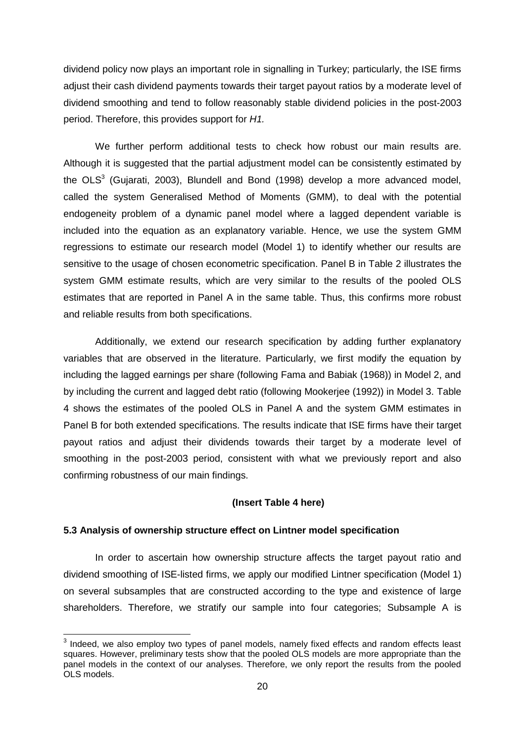dividend policy now plays an important role in signalling in Turkey; particularly, the ISE firms adjust their cash dividend payments towards their target payout ratios by a moderate level of dividend smoothing and tend to follow reasonably stable dividend policies in the post-2003 period. Therefore, this provides support for *H1.*

We further perform additional tests to check how robust our main results are. Although it is suggested that the partial adjustment model can be consistently estimated by the OLS[3] (Gujarati, 2003), Blundell and Bond (1998) develop a more advanced model, called the system Generalised Method of Moments (GMM), to deal with the potential endogeneity problem of a dynamic panel model where a lagged dependent variable is included into the equation as an explanatory variable. Hence, we use the system GMM regressions to estimate our research model (Model 1) to identify whether our results are sensitive to the usage of chosen econometric specification. Panel B in Table 2 illustrates the system GMM estimate results, which are very similar to the results of the pooled OLS estimates that are reported in Panel A in the same table. Thus, this confirms more robust and reliable results from both specifications.

Additionally, we extend our research specification by adding further explanatory variables that are observed in the literature. Particularly, we first modify the equation by including the lagged earnings per share (following Fama and Babiak (1968)) in Model 2, and by including the current and lagged debt ratio (following Mookerjee (1992)) in Model 3. Table 4 shows the estimates of the pooled OLS in Panel A and the system GMM estimates in Panel B for both extended specifications. The results indicate that ISE firms have their target payout ratios and adjust their dividends towards their target by a moderate level of smoothing in the post-2003 period, consistent with what we previously report and also confirming robustness of our main findings.

**(Insert Table 4 here)**

### 5.3 Analysis of ownership structure effect on Lintner model specification

In order to ascertain how ownership structure affects the target payout ratio and dividend smoothing of ISE-listed firms, we apply our modified Lintner specification (Model 1) on several subsamples that are constructed according to the type and existence of large shareholders. Therefore, we stratify our sample into four categories; Subsample A is

---

[3] Indeed, we also employ two types of panel models, namely fixed effects and random effects least squares. However, preliminary tests show that the pooled OLS models are more appropriate than the panel models in the context of our analyses. Therefore, we only report the results from the pooled OLS models.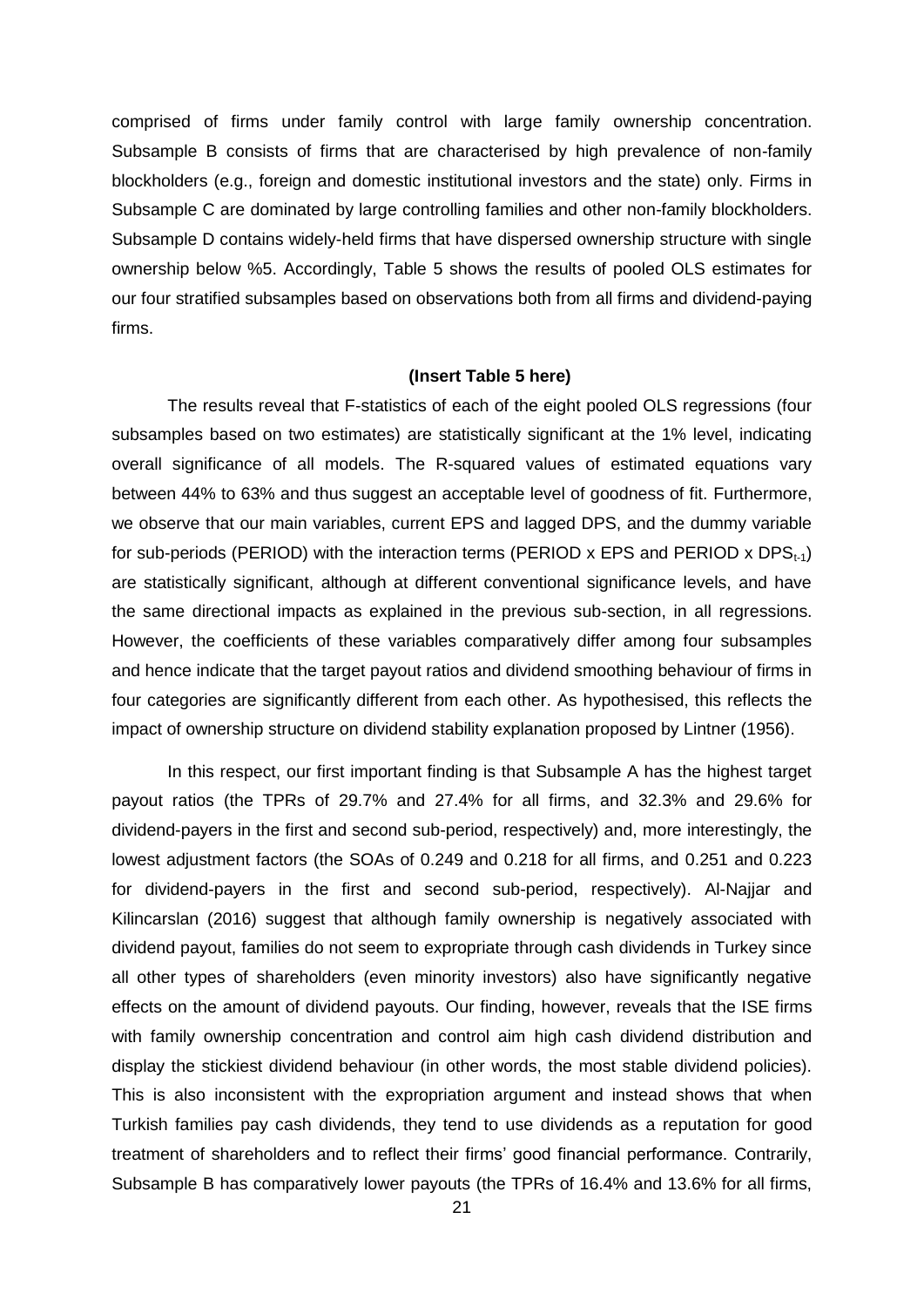comprised of firms under family control with large family ownership concentration. Subsample B consists of firms that are characterised by high prevalence of non-family blockholders (e.g., foreign and domestic institutional investors and the state) only. Firms in Subsample C are dominated by large controlling families and other non-family blockholders. Subsample D contains widely-held firms that have dispersed ownership structure with single ownership below %5. Accordingly, Table 5 shows the results of pooled OLS estimates for our four stratified subsamples based on observations both from all firms and dividend-paying firms.

**(Insert Table 5 here)**

The results reveal that F-statistics of each of the eight pooled OLS regressions (four subsamples based on two estimates) are statistically significant at the 1% level, indicating overall significance of all models. The R-squared values of estimated equations vary between 44% to 63% and thus suggest an acceptable level of goodness of fit. Furthermore, we observe that our main variables, current EPS and lagged DPS, and the dummy variable for sub-periods (PERIOD) with the interaction terms (PERIOD x EPS and PERIOD x $DPS_{t-1}$) are statistically significant, although at different conventional significance levels, and have the same directional impacts as explained in the previous sub-section, in all regressions. However, the coefficients of these variables comparatively differ among four subsamples and hence indicate that the target payout ratios and dividend smoothing behaviour of firms in four categories are significantly different from each other. As hypothesised, this reflects the impact of ownership structure on dividend stability explanation proposed by Lintner (1956).

In this respect, our first important finding is that Subsample A has the highest target payout ratios (the TPRs of 29.7% and 27.4% for all firms, and 32.3% and 29.6% for dividend-payers in the first and second sub-period, respectively) and, more interestingly, the lowest adjustment factors (the SOAs of 0.249 and 0.218 for all firms, and 0.251 and 0.223 for dividend-payers in the first and second sub-period, respectively). Al-Najjar and Kilincarslan (2016) suggest that although family ownership is negatively associated with dividend payout, families do not seem to expropriate through cash dividends in Turkey since all other types of shareholders (even minority investors) also have significantly negative effects on the amount of dividend payouts. Our finding, however, reveals that the ISE firms with family ownership concentration and control aim high cash dividend distribution and display the stickiest dividend behaviour (in other words, the most stable dividend policies). This is also inconsistent with the expropriation argument and instead shows that when Turkish families pay cash dividends, they tend to use dividends as a reputation for good treatment of shareholders and to reflect their firms' good financial performance. Contrarily, Subsample B has comparatively lower payouts (the TPRs of 16.4% and 13.6% for all firms,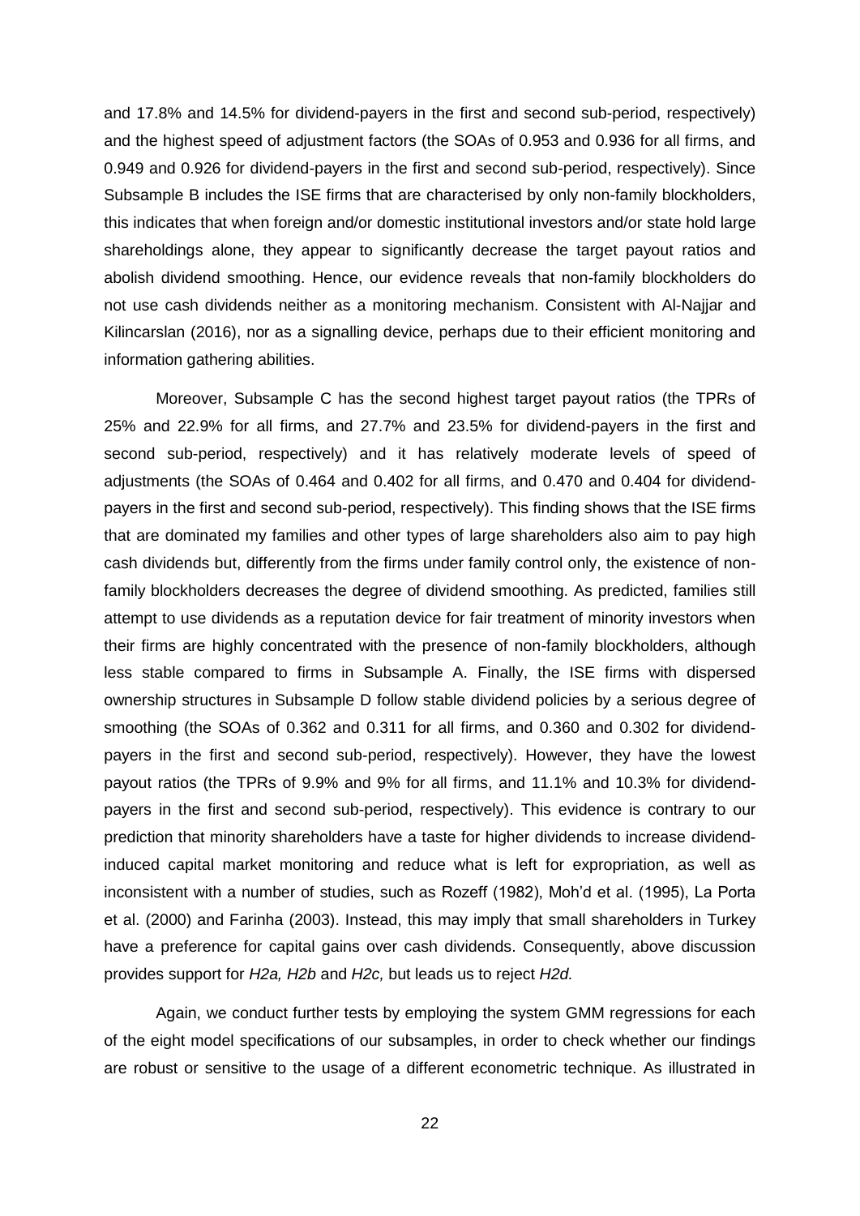and 17.8% and 14.5% for dividend-payers in the first and second sub-period, respectively) and the highest speed of adjustment factors (the SOAs of 0.953 and 0.936 for all firms, and 0.949 and 0.926 for dividend-payers in the first and second sub-period, respectively). Since Subsample B includes the ISE firms that are characterised by only non-family blockholders, this indicates that when foreign and/or domestic institutional investors and/or state hold large shareholdings alone, they appear to significantly decrease the target payout ratios and abolish dividend smoothing. Hence, our evidence reveals that non-family blockholders do not use cash dividends neither as a monitoring mechanism. Consistent with Al-Najjar and Kilincarslan (2016), nor as a signalling device, perhaps due to their efficient monitoring and information gathering abilities.

Moreover, Subsample C has the second highest target payout ratios (the TPRs of 25% and 22.9% for all firms, and 27.7% and 23.5% for dividend-payers in the first and second sub-period, respectively) and it has relatively moderate levels of speed of adjustments (the SOAs of 0.464 and 0.402 for all firms, and 0.470 and 0.404 for dividend-payers in the first and second sub-period, respectively). This finding shows that the ISE firms that are dominated my families and other types of large shareholders also aim to pay high cash dividends but, differently from the firms under family control only, the existence of non-family blockholders decreases the degree of dividend smoothing. As predicted, families still attempt to use dividends as a reputation device for fair treatment of minority investors when their firms are highly concentrated with the presence of non-family blockholders, although less stable compared to firms in Subsample A. Finally, the ISE firms with dispersed ownership structures in Subsample D follow stable dividend policies by a serious degree of smoothing (the SOAs of 0.362 and 0.311 for all firms, and 0.360 and 0.302 for dividend-payers in the first and second sub-period, respectively). However, they have the lowest payout ratios (the TPRs of 9.9% and 9% for all firms, and 11.1% and 10.3% for dividend-payers in the first and second sub-period, respectively). This evidence is contrary to our prediction that minority shareholders have a taste for higher dividends to increase dividend-induced capital market monitoring and reduce what is left for expropriation, as well as inconsistent with a number of studies, such as Rozeff (1982), Moh'd et al. (1995), La Porta et al. (2000) and Farinha (2003). Instead, this may imply that small shareholders in Turkey have a preference for capital gains over cash dividends. Consequently, above discussion provides support for *H2a, H2b* and *H2c,* but leads us to reject *H2d.*

Again, we conduct further tests by employing the system GMM regressions for each of the eight model specifications of our subsamples, in order to check whether our findings are robust or sensitive to the usage of a different econometric technique. As illustrated in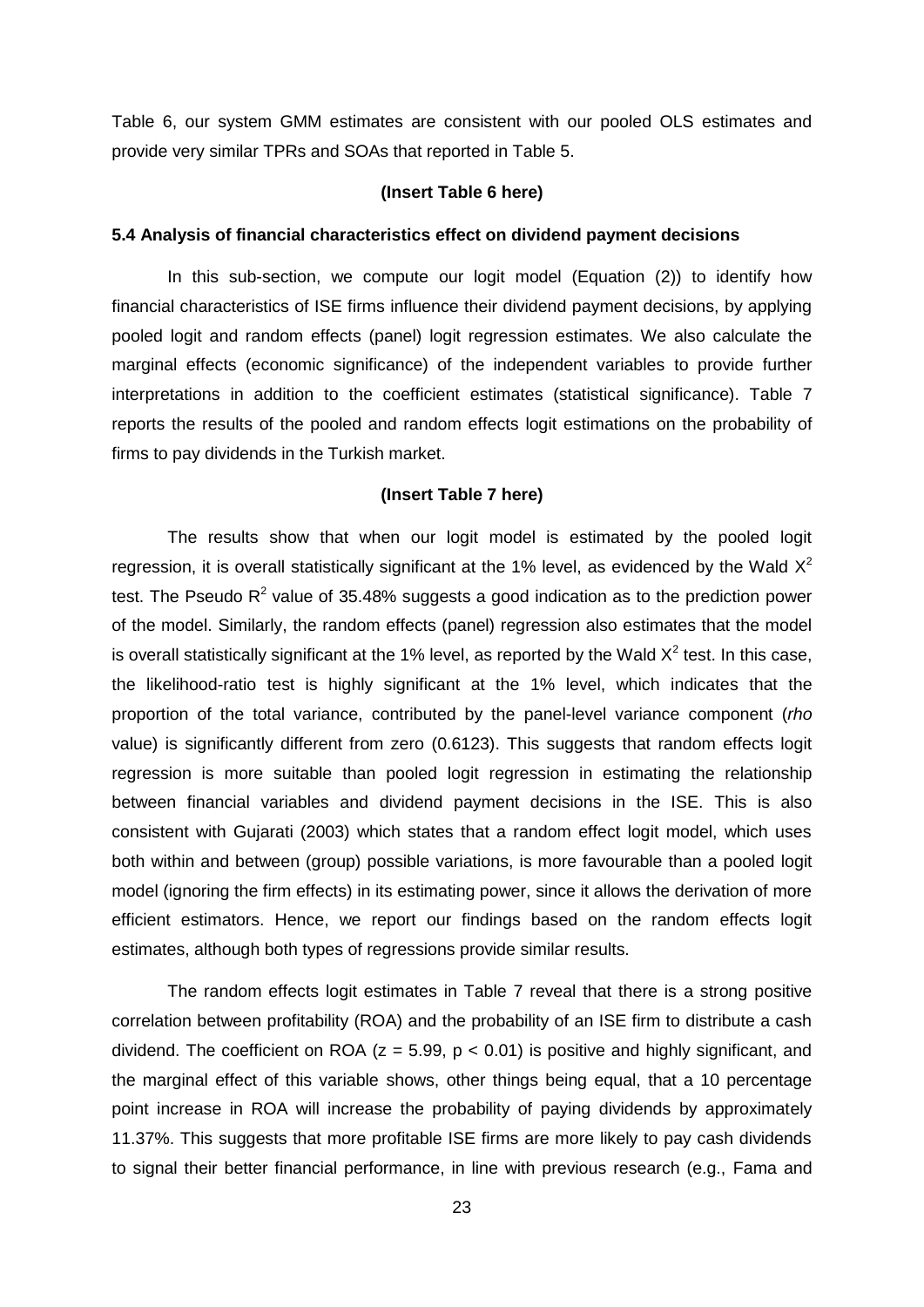Table 6, our system GMM estimates are consistent with our pooled OLS estimates and provide very similar TPRs and SOAs that reported in Table 5.

**(Insert Table 6 here)**

### 5.4 Analysis of financial characteristics effect on dividend payment decisions

In this sub-section, we compute our logit model (Equation (2)) to identify how financial characteristics of ISE firms influence their dividend payment decisions, by applying pooled logit and random effects (panel) logit regression estimates. We also calculate the marginal effects (economic significance) of the independent variables to provide further interpretations in addition to the coefficient estimates (statistical significance). Table 7 reports the results of the pooled and random effects logit estimations on the probability of firms to pay dividends in the Turkish market.

**(Insert Table 7 here)**

The results show that when our logit model is estimated by the pooled logit regression, it is overall statistically significant at the 1% level, as evidenced by the Wald $X^2$ test. The Pseudo $R^2$ value of 35.48% suggests a good indication as to the prediction power of the model. Similarly, the random effects (panel) regression also estimates that the model is overall statistically significant at the 1% level, as reported by the Wald $X^2$ test. In this case, the likelihood-ratio test is highly significant at the 1% level, which indicates that the proportion of the total variance, contributed by the panel-level variance component (*rho* value) is significantly different from zero (0.6123). This suggests that random effects logit regression is more suitable than pooled logit regression in estimating the relationship between financial variables and dividend payment decisions in the ISE. This is also consistent with Gujarati (2003) which states that a random effect logit model, which uses both within and between (group) possible variations, is more favourable than a pooled logit model (ignoring the firm effects) in its estimating power, since it allows the derivation of more efficient estimators. Hence, we report our findings based on the random effects logit estimates, although both types of regressions provide similar results.

The random effects logit estimates in Table 7 reveal that there is a strong positive correlation between profitability (ROA) and the probability of an ISE firm to distribute a cash dividend. The coefficient on ROA ($z = 5.99$, $p < 0.01$) is positive and highly significant, and the marginal effect of this variable shows, other things being equal, that a 10 percentage point increase in ROA will increase the probability of paying dividends by approximately 11.37%. This suggests that more profitable ISE firms are more likely to pay cash dividends to signal their better financial performance, in line with previous research (e.g., Fama and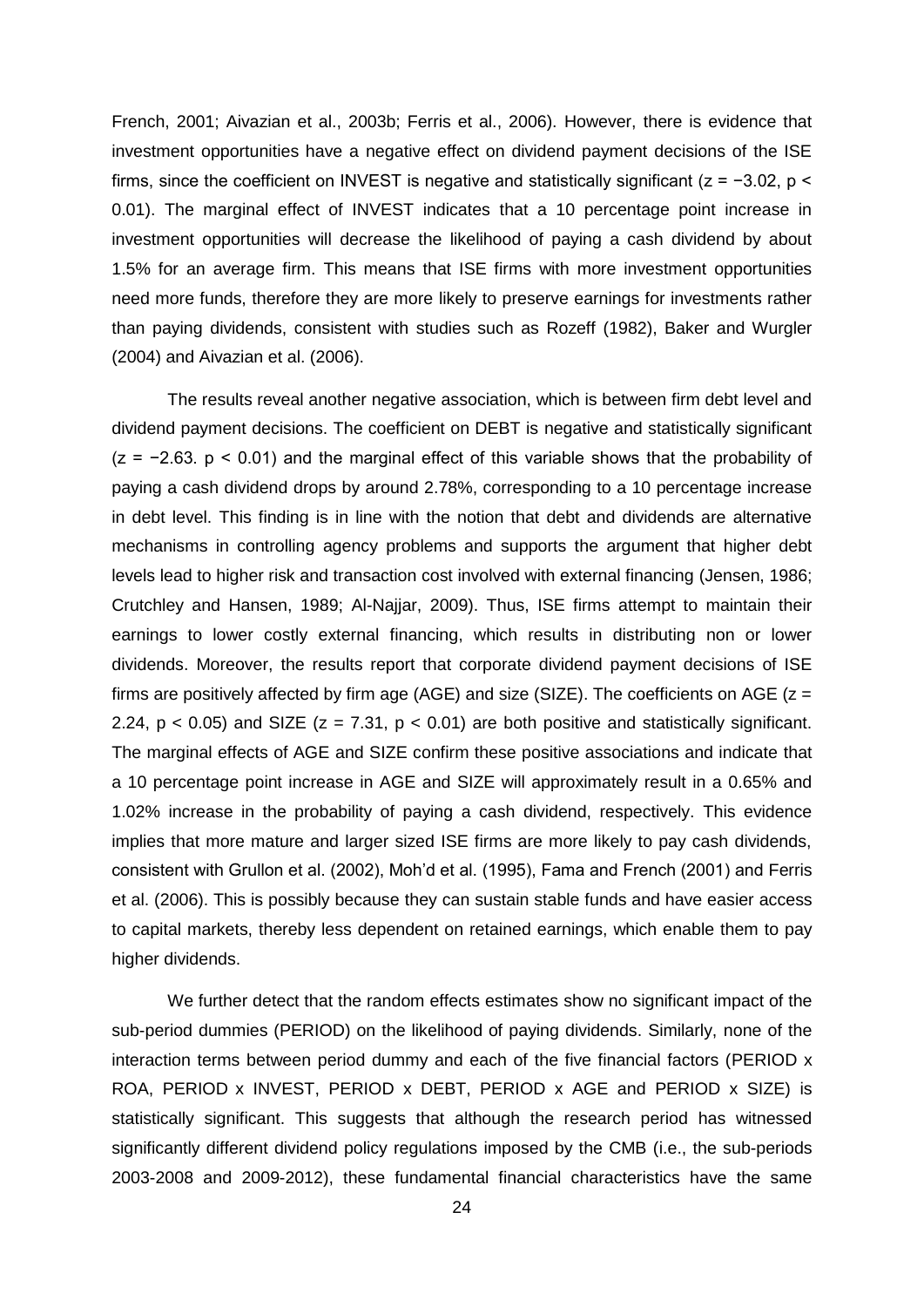French, 2001; Aivazian et al., 2003b; Ferris et al., 2006). However, there is evidence that investment opportunities have a negative effect on dividend payment decisions of the ISE firms, since the coefficient on INVEST is negative and statistically significant ($z = -3.02$, $p < 0.01$). The marginal effect of INVEST indicates that a 10 percentage point increase in investment opportunities will decrease the likelihood of paying a cash dividend by about 1.5% for an average firm. This means that ISE firms with more investment opportunities need more funds, therefore they are more likely to preserve earnings for investments rather than paying dividends, consistent with studies such as Rozeff (1982), Baker and Wurgler (2004) and Aivazian et al. (2006).

The results reveal another negative association, which is between firm debt level and dividend payment decisions. The coefficient on DEBT is negative and statistically significant ($z = -2.63$. $p < 0.01$) and the marginal effect of this variable shows that the probability of paying a cash dividend drops by around 2.78%, corresponding to a 10 percentage increase in debt level. This finding is in line with the notion that debt and dividends are alternative mechanisms in controlling agency problems and supports the argument that higher debt levels lead to higher risk and transaction cost involved with external financing (Jensen, 1986; Crutchley and Hansen, 1989; Al-Najjar, 2009). Thus, ISE firms attempt to maintain their earnings to lower costly external financing, which results in distributing non or lower dividends. Moreover, the results report that corporate dividend payment decisions of ISE firms are positively affected by firm age (AGE) and size (SIZE). The coefficients on AGE ($z = 2.24$, $p < 0.05$) and SIZE ($z = 7.31$, $p < 0.01$) are both positive and statistically significant. The marginal effects of AGE and SIZE confirm these positive associations and indicate that a 10 percentage point increase in AGE and SIZE will approximately result in a 0.65% and 1.02% increase in the probability of paying a cash dividend, respectively. This evidence implies that more mature and larger sized ISE firms are more likely to pay cash dividends, consistent with Grullon et al. (2002), Moh'd et al. (1995), Fama and French (2001) and Ferris et al. (2006). This is possibly because they can sustain stable funds and have easier access to capital markets, thereby less dependent on retained earnings, which enable them to pay higher dividends.

We further detect that the random effects estimates show no significant impact of the sub-period dummies (PERIOD) on the likelihood of paying dividends. Similarly, none of the interaction terms between period dummy and each of the five financial factors (PERIOD x ROA, PERIOD x INVEST, PERIOD x DEBT, PERIOD x AGE and PERIOD x SIZE) is statistically significant. This suggests that although the research period has witnessed significantly different dividend policy regulations imposed by the CMB (i.e., the sub-periods 2003-2008 and 2009-2012), these fundamental financial characteristics have the same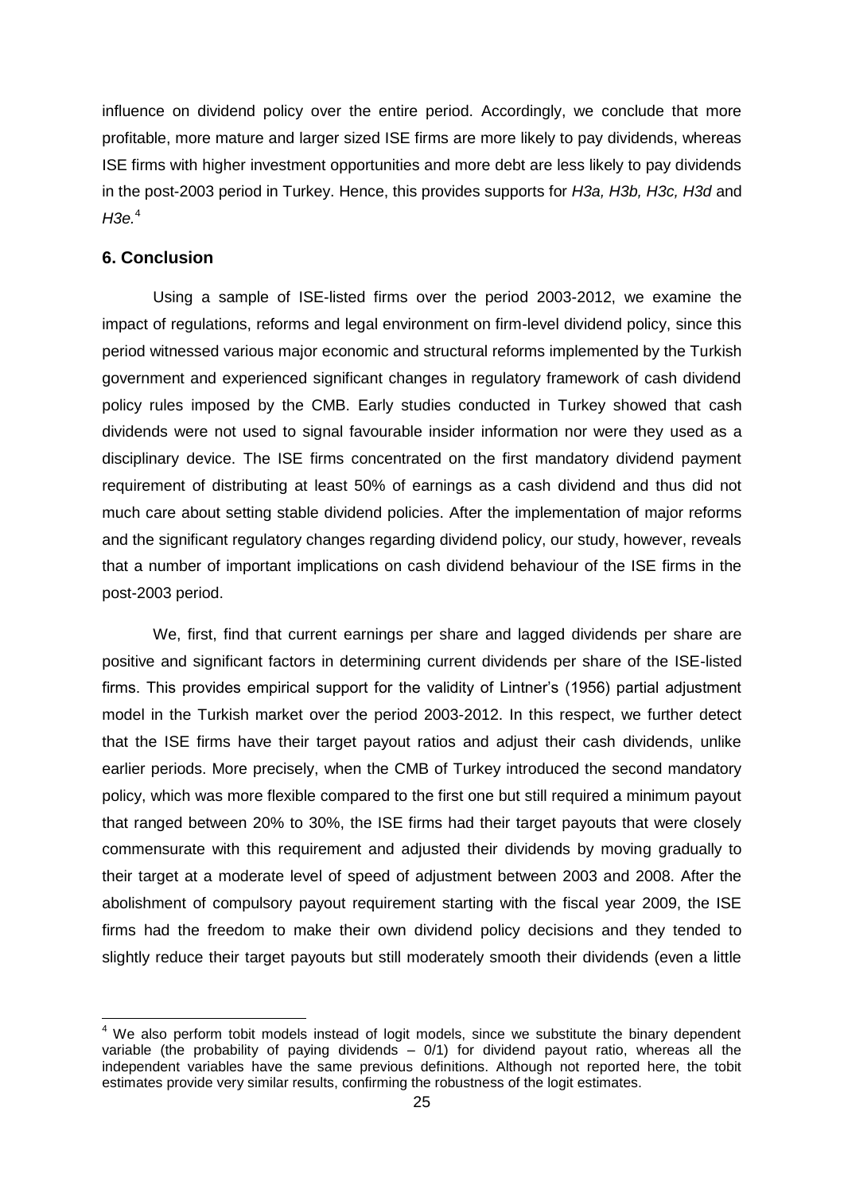influence on dividend policy over the entire period. Accordingly, we conclude that more profitable, more mature and larger sized ISE firms are more likely to pay dividends, whereas ISE firms with higher investment opportunities and more debt are less likely to pay dividends in the post-2003 period in Turkey. Hence, this provides supports for *H3a, H3b, H3c, H3d* and *H3e.*[4]

## 6. Conclusion

Using a sample of ISE-listed firms over the period 2003-2012, we examine the impact of regulations, reforms and legal environment on firm-level dividend policy, since this period witnessed various major economic and structural reforms implemented by the Turkish government and experienced significant changes in regulatory framework of cash dividend policy rules imposed by the CMB. Early studies conducted in Turkey showed that cash dividends were not used to signal favourable insider information nor were they used as a disciplinary device. The ISE firms concentrated on the first mandatory dividend payment requirement of distributing at least 50% of earnings as a cash dividend and thus did not much care about setting stable dividend policies. After the implementation of major reforms and the significant regulatory changes regarding dividend policy, our study, however, reveals that a number of important implications on cash dividend behaviour of the ISE firms in the post-2003 period.

We, first, find that current earnings per share and lagged dividends per share are positive and significant factors in determining current dividends per share of the ISE-listed firms. This provides empirical support for the validity of Lintner's (1956) partial adjustment model in the Turkish market over the period 2003-2012. In this respect, we further detect that the ISE firms have their target payout ratios and adjust their cash dividends, unlike earlier periods. More precisely, when the CMB of Turkey introduced the second mandatory policy, which was more flexible compared to the first one but still required a minimum payout that ranged between 20% to 30%, the ISE firms had their target payouts that were closely commensurate with this requirement and adjusted their dividends by moving gradually to their target at a moderate level of speed of adjustment between 2003 and 2008. After the abolishment of compulsory payout requirement starting with the fiscal year 2009, the ISE firms had the freedom to make their own dividend policy decisions and they tended to slightly reduce their target payouts but still moderately smooth their dividends (even a little

---

[4] We also perform tobit models instead of logit models, since we substitute the binary dependent variable (the probability of paying dividends – 0/1) for dividend payout ratio, whereas all the independent variables have the same previous definitions. Although not reported here, the tobit estimates provide very similar results, confirming the robustness of the logit estimates.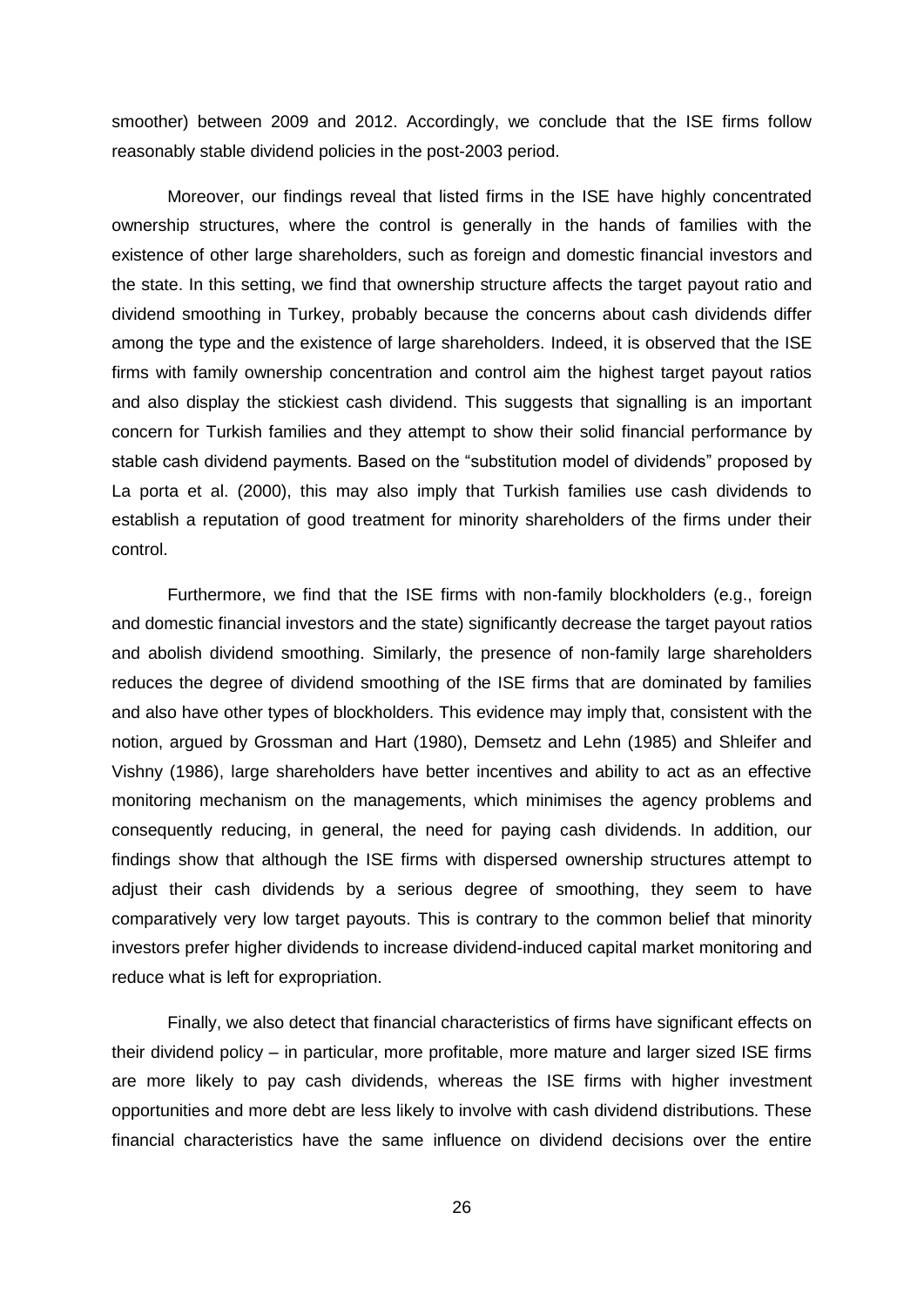smoother) between 2009 and 2012. Accordingly, we conclude that the ISE firms follow reasonably stable dividend policies in the post-2003 period.

Moreover, our findings reveal that listed firms in the ISE have highly concentrated ownership structures, where the control is generally in the hands of families with the existence of other large shareholders, such as foreign and domestic financial investors and the state. In this setting, we find that ownership structure affects the target payout ratio and dividend smoothing in Turkey, probably because the concerns about cash dividends differ among the type and the existence of large shareholders. Indeed, it is observed that the ISE firms with family ownership concentration and control aim the highest target payout ratios and also display the stickiest cash dividend. This suggests that signalling is an important concern for Turkish families and they attempt to show their solid financial performance by stable cash dividend payments. Based on the "substitution model of dividends" proposed by La porta et al. (2000), this may also imply that Turkish families use cash dividends to establish a reputation of good treatment for minority shareholders of the firms under their control.

Furthermore, we find that the ISE firms with non-family blockholders (e.g., foreign and domestic financial investors and the state) significantly decrease the target payout ratios and abolish dividend smoothing. Similarly, the presence of non-family large shareholders reduces the degree of dividend smoothing of the ISE firms that are dominated by families and also have other types of blockholders. This evidence may imply that, consistent with the notion, argued by Grossman and Hart (1980), Demsetz and Lehn (1985) and Shleifer and Vishny (1986), large shareholders have better incentives and ability to act as an effective monitoring mechanism on the managements, which minimises the agency problems and consequently reducing, in general, the need for paying cash dividends. In addition, our findings show that although the ISE firms with dispersed ownership structures attempt to adjust their cash dividends by a serious degree of smoothing, they seem to have comparatively very low target payouts. This is contrary to the common belief that minority investors prefer higher dividends to increase dividend-induced capital market monitoring and reduce what is left for expropriation.

Finally, we also detect that financial characteristics of firms have significant effects on their dividend policy – in particular, more profitable, more mature and larger sized ISE firms are more likely to pay cash dividends, whereas the ISE firms with higher investment opportunities and more debt are less likely to involve with cash dividend distributions. These financial characteristics have the same influence on dividend decisions over the entire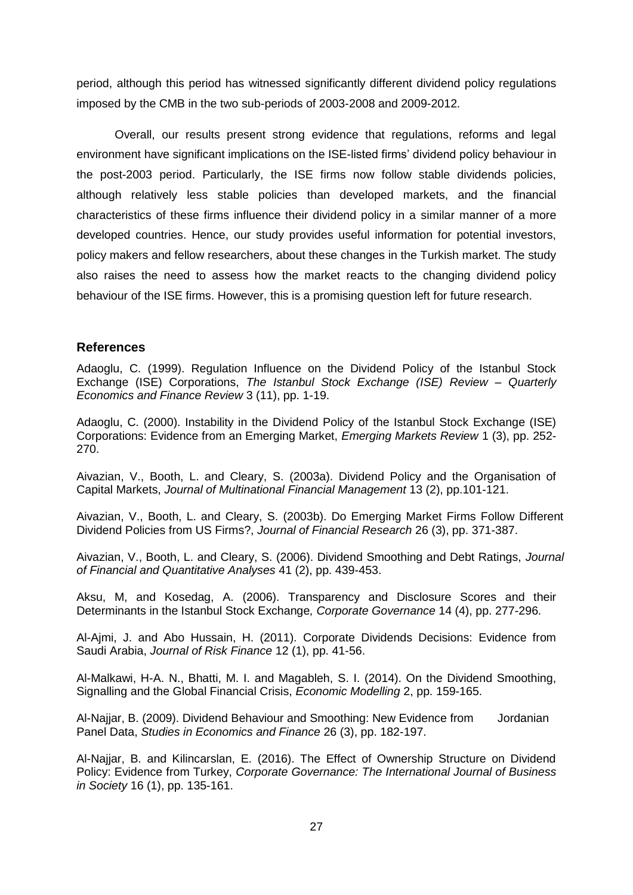period, although this period has witnessed significantly different dividend policy regulations imposed by the CMB in the two sub-periods of 2003-2008 and 2009-2012.

Overall, our results present strong evidence that regulations, reforms and legal environment have significant implications on the ISE-listed firms' dividend policy behaviour in the post-2003 period. Particularly, the ISE firms now follow stable dividends policies, although relatively less stable policies than developed markets, and the financial characteristics of these firms influence their dividend policy in a similar manner of a more developed countries. Hence, our study provides useful information for potential investors, policy makers and fellow researchers, about these changes in the Turkish market. The study also raises the need to assess how the market reacts to the changing dividend policy behaviour of the ISE firms. However, this is a promising question left for future research.

## References

Adaoglu, C. (1999). Regulation Influence on the Dividend Policy of the Istanbul Stock Exchange (ISE) Corporations, *The Istanbul Stock Exchange (ISE) Review – Quarterly Economics and Finance Review* 3 (11), pp. 1-19.

Adaoglu, C. (2000). Instability in the Dividend Policy of the Istanbul Stock Exchange (ISE) Corporations: Evidence from an Emerging Market, *Emerging Markets Review* 1 (3), pp. 252-270.

Aivazian, V., Booth, L. and Cleary, S. (2003a). Dividend Policy and the Organisation of Capital Markets, *Journal of Multinational Financial Management* 13 (2), pp.101-121.

Aivazian, V., Booth, L. and Cleary, S. (2003b). Do Emerging Market Firms Follow Different Dividend Policies from US Firms?, *Journal of Financial Research* 26 (3), pp. 371-387.

Aivazian, V., Booth, L. and Cleary, S. (2006). Dividend Smoothing and Debt Ratings, *Journal of Financial and Quantitative Analyses* 41 (2), pp. 439-453.

Aksu, M, and Kosedag, A. (2006). Transparency and Disclosure Scores and their Determinants in the Istanbul Stock Exchange*, Corporate Governance* 14 (4), pp. 277-296.

Al-Ajmi, J. and Abo Hussain, H. (2011). Corporate Dividends Decisions: Evidence from Saudi Arabia, *Journal of Risk Finance* 12 (1), pp. 41-56.

Al-Malkawi, H-A. N., Bhatti, M. I. and Magableh, S. I. (2014). On the Dividend Smoothing, Signalling and the Global Financial Crisis, *Economic Modelling* 2, pp. 159-165.

Al-Najjar, B. (2009). Dividend Behaviour and Smoothing: New Evidence from Jordanian Panel Data, *Studies in Economics and Finance* 26 (3), pp. 182-197.

Al-Najjar, B. and Kilincarslan, E. (2016). The Effect of Ownership Structure on Dividend Policy: Evidence from Turkey, *Corporate Governance: The International Journal of Business in Society* 16 (1), pp. 135-161.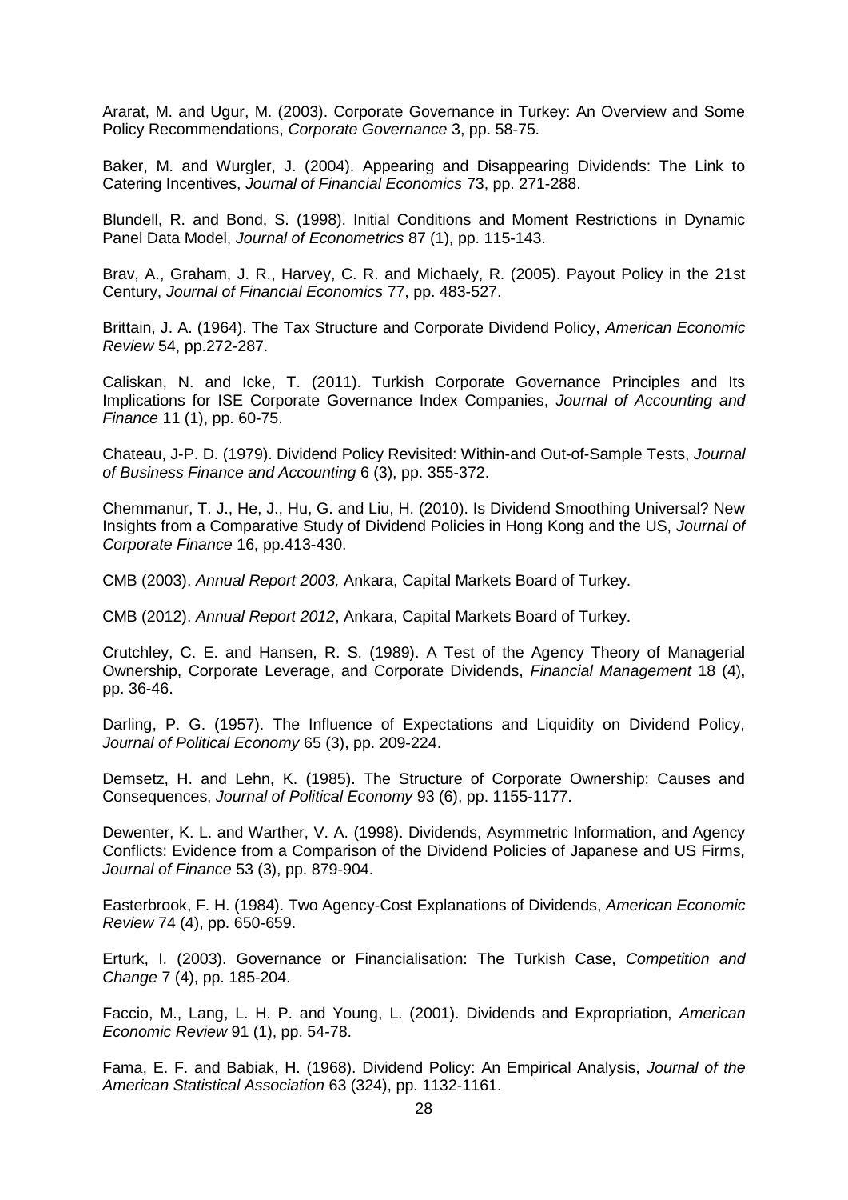Ararat, M. and Ugur, M. (2003). Corporate Governance in Turkey: An Overview and Some Policy Recommendations, *Corporate Governance* 3, pp. 58-75.

Baker, M. and Wurgler, J. (2004). Appearing and Disappearing Dividends: The Link to Catering Incentives, *Journal of Financial Economics* 73, pp. 271-288.

Blundell, R. and Bond, S. (1998). Initial Conditions and Moment Restrictions in Dynamic Panel Data Model, *Journal of Econometrics* 87 (1), pp. 115-143.

Brav, A., Graham, J. R., Harvey, C. R. and Michaely, R. (2005). Payout Policy in the 21st Century, *Journal of Financial Economics* 77, pp. 483-527.

Brittain, J. A. (1964). The Tax Structure and Corporate Dividend Policy, *American Economic Review* 54, pp.272-287.

Caliskan, N. and Icke, T. (2011). Turkish Corporate Governance Principles and Its Implications for ISE Corporate Governance Index Companies, *Journal of Accounting and Finance* 11 (1), pp. 60-75.

Chateau, J-P. D. (1979). Dividend Policy Revisited: Within-and Out-of-Sample Tests, *Journal of Business Finance and Accounting* 6 (3), pp. 355-372.

Chemmanur, T. J., He, J., Hu, G. and Liu, H. (2010). Is Dividend Smoothing Universal? New Insights from a Comparative Study of Dividend Policies in Hong Kong and the US, *Journal of Corporate Finance* 16, pp.413-430.

CMB (2003). *Annual Report 2003,* Ankara, Capital Markets Board of Turkey.

CMB (2012). *Annual Report 2012*, Ankara, Capital Markets Board of Turkey.

Crutchley, C. E. and Hansen, R. S. (1989). A Test of the Agency Theory of Managerial Ownership, Corporate Leverage, and Corporate Dividends, *Financial Management* 18 (4), pp. 36-46.

Darling, P. G. (1957). The Influence of Expectations and Liquidity on Dividend Policy, *Journal of Political Economy* 65 (3), pp. 209-224.

Demsetz, H. and Lehn, K. (1985). The Structure of Corporate Ownership: Causes and Consequences, *Journal of Political Economy* 93 (6), pp. 1155-1177.

Dewenter, K. L. and Warther, V. A. (1998). Dividends, Asymmetric Information, and Agency Conflicts: Evidence from a Comparison of the Dividend Policies of Japanese and US Firms, *Journal of Finance* 53 (3), pp. 879-904.

Easterbrook, F. H. (1984). Two Agency-Cost Explanations of Dividends, *American Economic Review* 74 (4), pp. 650-659.

Erturk, I. (2003). Governance or Financialisation: The Turkish Case, *Competition and Change* 7 (4), pp. 185-204.

Faccio, M., Lang, L. H. P. and Young, L. (2001). Dividends and Expropriation, *American Economic Review* 91 (1), pp. 54-78.

Fama, E. F. and Babiak, H. (1968). Dividend Policy: An Empirical Analysis, *Journal of the American Statistical Association* 63 (324), pp. 1132-1161.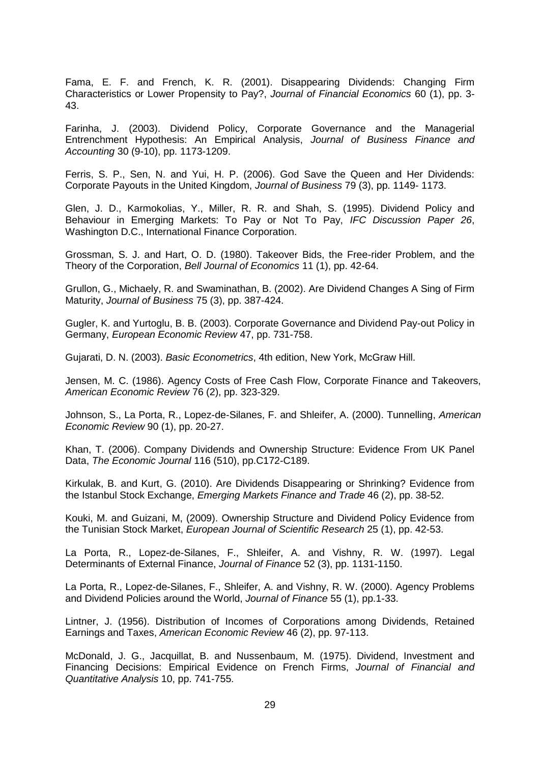Fama, E. F. and French, K. R. (2001). Disappearing Dividends: Changing Firm Characteristics or Lower Propensity to Pay?, *Journal of Financial Economics* 60 (1), pp. 3-43.

Farinha, J. (2003). Dividend Policy, Corporate Governance and the Managerial Entrenchment Hypothesis: An Empirical Analysis, *Journal of Business Finance and Accounting* 30 (9-10), pp. 1173-1209.

Ferris, S. P., Sen, N. and Yui, H. P. (2006). God Save the Queen and Her Dividends: Corporate Payouts in the United Kingdom, *Journal of Business* 79 (3), pp. 1149- 1173.

Glen, J. D., Karmokolias, Y., Miller, R. R. and Shah, S. (1995). Dividend Policy and Behaviour in Emerging Markets: To Pay or Not To Pay, *IFC Discussion Paper 26*, Washington D.C., International Finance Corporation.

Grossman, S. J. and Hart, O. D. (1980). Takeover Bids, the Free-rider Problem, and the Theory of the Corporation, *Bell Journal of Economics* 11 (1), pp. 42-64.

Grullon, G., Michaely, R. and Swaminathan, B. (2002). Are Dividend Changes A Sing of Firm Maturity, *Journal of Business* 75 (3), pp. 387-424.

Gugler, K. and Yurtoglu, B. B. (2003). Corporate Governance and Dividend Pay-out Policy in Germany, *European Economic Review* 47, pp. 731-758.

Gujarati, D. N. (2003). *Basic Econometrics*, 4th edition, New York, McGraw Hill.

Jensen, M. C. (1986). Agency Costs of Free Cash Flow, Corporate Finance and Takeovers, *American Economic Review* 76 (2), pp. 323-329.

Johnson, S., La Porta, R., Lopez-de-Silanes, F. and Shleifer, A. (2000). Tunnelling, *American Economic Review* 90 (1), pp. 20-27.

Khan, T. (2006). Company Dividends and Ownership Structure: Evidence From UK Panel Data, *The Economic Journal* 116 (510), pp.C172-C189.

Kirkulak, B. and Kurt, G. (2010). Are Dividends Disappearing or Shrinking? Evidence from the Istanbul Stock Exchange, *Emerging Markets Finance and Trade* 46 (2), pp. 38-52.

Kouki, M. and Guizani, M, (2009). Ownership Structure and Dividend Policy Evidence from the Tunisian Stock Market, *European Journal of Scientific Research* 25 (1), pp. 42-53.

La Porta, R., Lopez-de-Silanes, F., Shleifer, A. and Vishny, R. W. (1997). Legal Determinants of External Finance, *Journal of Finance* 52 (3), pp. 1131-1150.

La Porta, R., Lopez-de-Silanes, F., Shleifer, A. and Vishny, R. W. (2000). Agency Problems and Dividend Policies around the World, *Journal of Finance* 55 (1), pp.1-33.

Lintner, J. (1956). Distribution of Incomes of Corporations among Dividends, Retained Earnings and Taxes, *American Economic Review* 46 (2), pp. 97-113.

McDonald, J. G., Jacquillat, B. and Nussenbaum, M. (1975). Dividend, Investment and Financing Decisions: Empirical Evidence on French Firms, *Journal of Financial and Quantitative Analysis* 10, pp. 741-755.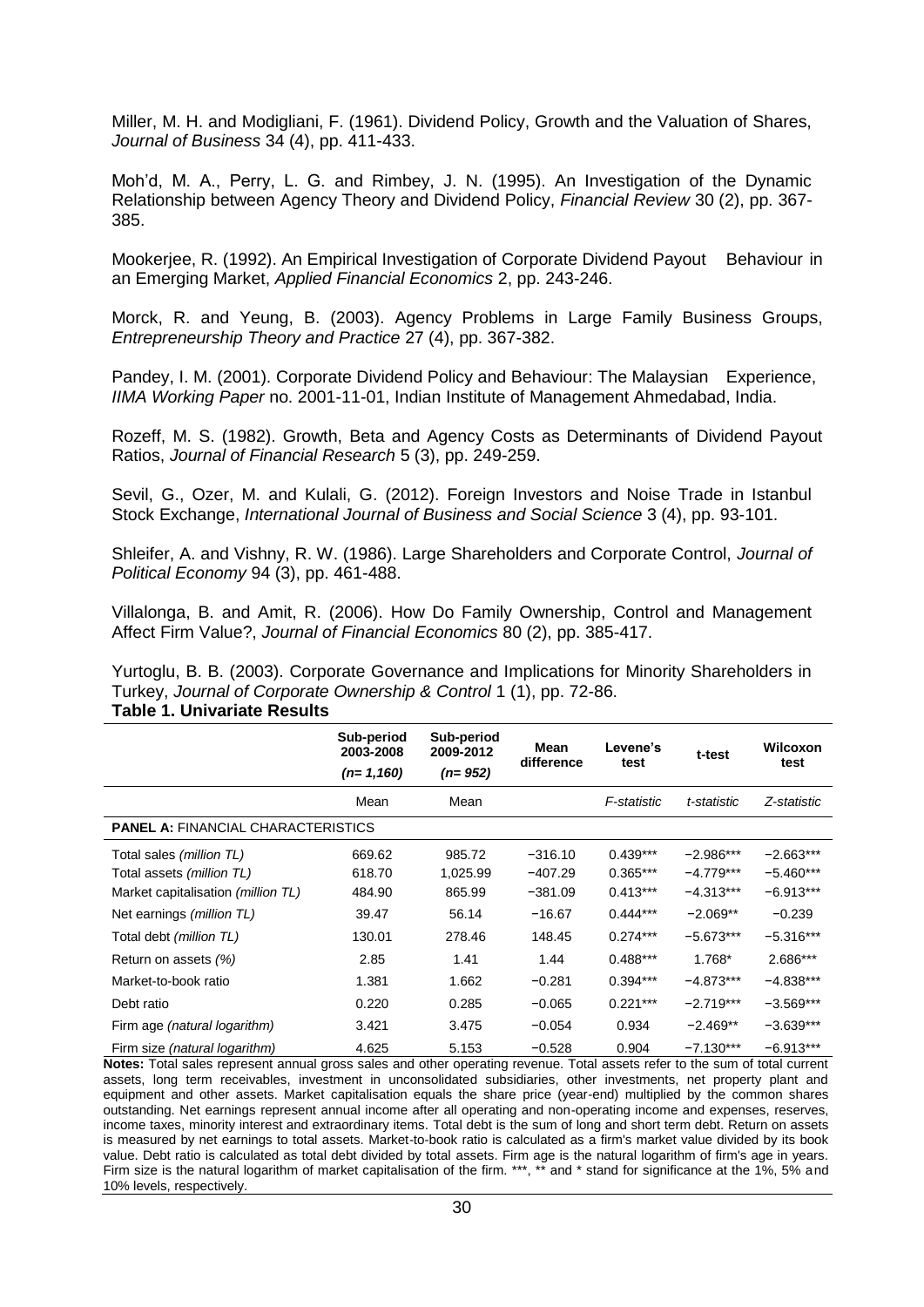Miller, M. H. and Modigliani, F. (1961). Dividend Policy, Growth and the Valuation of Shares, *Journal of Business* 34 (4), pp. 411-433.

Moh'd, M. A., Perry, L. G. and Rimbey, J. N. (1995). An Investigation of the Dynamic Relationship between Agency Theory and Dividend Policy, *Financial Review* 30 (2), pp. 367-385.

Mookerjee, R. (1992). An Empirical Investigation of Corporate Dividend Payout Behaviour in an Emerging Market, *Applied Financial Economics* 2, pp. 243-246.

Morck, R. and Yeung, B. (2003). Agency Problems in Large Family Business Groups, *Entrepreneurship Theory and Practice* 27 (4), pp. 367-382.

Pandey, I. M. (2001). Corporate Dividend Policy and Behaviour: The Malaysian Experience, *IIMA Working Paper* no. 2001-11-01, Indian Institute of Management Ahmedabad, India.

Rozeff, M. S. (1982). Growth, Beta and Agency Costs as Determinants of Dividend Payout Ratios, *Journal of Financial Research* 5 (3), pp. 249-259.

Sevil, G., Ozer, M. and Kulali, G. (2012). Foreign Investors and Noise Trade in Istanbul Stock Exchange, *International Journal of Business and Social Science* 3 (4), pp. 93-101.

Shleifer, A. and Vishny, R. W. (1986). Large Shareholders and Corporate Control, *Journal of Political Economy* 94 (3), pp. 461-488.

Villalonga, B. and Amit, R. (2006). How Do Family Ownership, Control and Management Affect Firm Value?, *Journal of Financial Economics* 80 (2), pp. 385-417.

Yurtoglu, B. B. (2003). Corporate Governance and Implications for Minority Shareholders in Turkey, *Journal of Corporate Ownership & Control* 1 (1), pp. 72-86.

**Table 1. Univariate Results**

| | Sub-period 2003-2008 (*n*= 1,160) | Sub-period 2009-2012 (*n*= 952) | Mean difference | Levene's test | t-test | Wilcoxon test |
|---|---|---|---|---|---|---|
| | Mean | Mean | | *F-statistic* | *t-statistic* | *Z-statistic* |
| **PANEL A:** FINANCIAL CHARACTERISTICS | | | | | | |
| Total sales *(million TL)* | 669.62 | 985.72 | −316.10 | 0.439*** | −2.986*** | −2.663*** |
| Total assets *(million TL)* | 618.70 | 1,025.99 | −407.29 | 0.365*** | −4.779*** | −5.460*** |
| Market capitalisation *(million TL)* | 484.90 | 865.99 | −381.09 | 0.413*** | −4.313*** | −6.913*** |
| Net earnings *(million TL)* | 39.47 | 56.14 | −16.67 | 0.444*** | −2.069** | −0.239 |
| Total debt *(million TL)* | 130.01 | 278.46 | 148.45 | 0.274*** | −5.673*** | −5.316*** |
| Return on assets *(%)* | 2.85 | 1.41 | 1.44 | 0.488*** | 1.768* | 2.686*** |
| Market-to-book ratio | 1.381 | 1.662 | −0.281 | 0.394*** | −4.873*** | −4.838*** |
| Debt ratio | 0.220 | 0.285 | −0.065 | 0.221*** | −2.719*** | −3.569*** |
| Firm age *(natural logarithm)* | 3.421 | 3.475 | −0.054 | 0.934 | −2.469** | −3.639*** |
| Firm size *(natural logarithm)* | 4.625 | 5.153 | −0.528 | 0.904 | −7.130*** | −6.913*** |

**Notes:** Total sales represent annual gross sales and other operating revenue. Total assets refer to the sum of total current assets, long term receivables, investment in unconsolidated subsidiaries, other investments, net property plant and equipment and other assets. Market capitalisation equals the share price (year-end) multiplied by the common shares outstanding. Net earnings represent annual income after all operating and non-operating income and expenses, reserves, income taxes, minority interest and extraordinary items. Total debt is the sum of long and short term debt. Return on assets is measured by net earnings to total assets. Market-to-book ratio is calculated as a firm's market value divided by its book value. Debt ratio is calculated as total debt divided by total assets. Firm age is the natural logarithm of firm's age in years. Firm size is the natural logarithm of market capitalisation of the firm. ***, ** and * stand for significance at the 1%, 5% and 10% levels, respectively.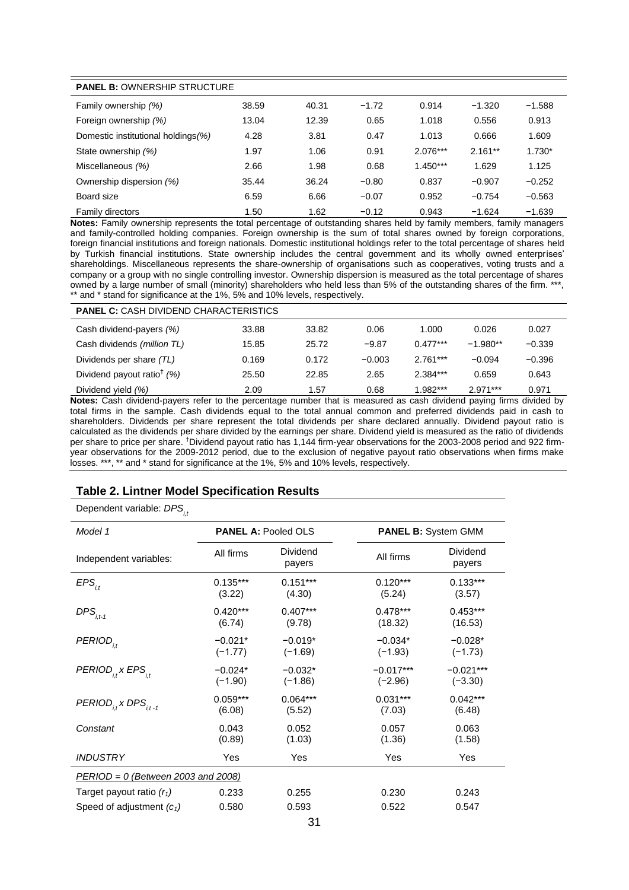| **PANEL B:** OWNERSHIP STRUCTURE | | | | | | |
|---|---|---|---|---|---|---|
| Family ownership *(%)* | 38.59 | 40.31 | −1.72 | 0.914 | −1.320 | −1.588 |
| Foreign ownership *(%)* | 13.04 | 12.39 | 0.65 | 1.018 | 0.556 | 0.913 |
| Domestic institutional holdings*(%)* | 4.28 | 3.81 | 0.47 | 1.013 | 0.666 | 1.609 |
| State ownership *(%)* | 1.97 | 1.06 | 0.91 | 2.076*** | 2.161** | 1.730* |
| Miscellaneous *(%)* | 2.66 | 1.98 | 0.68 | 1.450*** | 1.629 | 1.125 |
| Ownership dispersion *(%)* | 35.44 | 36.24 | −0.80 | 0.837 | −0.907 | −0.252 |
| Board size | 6.59 | 6.66 | −0.07 | 0.952 | −0.754 | −0.563 |
| Family directors | 1.50 | 1.62 | −0.12 | 0.943 | −1.624 | −1.639 |

**Notes:** Family ownership represents the total percentage of outstanding shares held by family members, family managers and family-controlled holding companies. Foreign ownership is the sum of total shares owned by foreign corporations, foreign financial institutions and foreign nationals. Domestic institutional holdings refer to the total percentage of shares held by Turkish financial institutions. State ownership includes the central government and its wholly owned enterprises' shareholdings. Miscellaneous represents the share-ownership of organisations such as cooperatives, voting trusts and a company or a group with no single controlling investor. Ownership dispersion is measured as the total percentage of shares owned by a large number of small (minority) shareholders who held less than 5% of the outstanding shares of the firm. ***, ** and * stand for significance at the 1%, 5% and 10% levels, respectively.

| **PANEL C:** CASH DIVIDEND CHARACTERISTICS | | | | | | |
|---|---|---|---|---|---|---|
| Cash dividend-payers *(%)* | 33.88 | 33.82 | 0.06 | 1.000 | 0.026 | 0.027 |
| Cash dividends *(million TL)* | 15.85 | 25.72 | −9.87 | 0.477*** | −1.980** | −0.339 |
| Dividends per share *(TL)* | 0.169 | 0.172 | −0.003 | 2.761*** | −0.094 | −0.396 |
| Dividend payout ratio† *(%)* | 25.50 | 22.85 | 2.65 | 2.384*** | 0.659 | 0.643 |
| Dividend yield *(%)* | 2.09 | 1.57 | 0.68 | 1.982*** | 2.971*** | 0.971 |

**Notes:** Cash dividend-payers refer to the percentage number that is measured as cash dividend paying firms divided by total firms in the sample. Cash dividends equal to the total annual common and preferred dividends paid in cash to shareholders. Dividends per share represent the total dividends per share declared annually. Dividend payout ratio is calculated as the dividends per share divided by the earnings per share. Dividend yield is measured as the ratio of dividends per share to price per share. †Dividend payout ratio has 1,144 firm-year observations for the 2003-2008 period and 922 firm-year observations for the 2009-2012 period, due to the exclusion of negative payout ratio observations when firms make losses. ***, ** and * stand for significance at the 1%, 5% and 10% levels, respectively.

## Table 2. Lintner Model Specification Results

Dependent variable: $DPS_{i,t}$

| *Model 1* | **PANEL A:** Pooled OLS | | **PANEL B:** System GMM | |
|---|---|---|---|---|
| Independent variables: | All firms | Dividend payers | All firms | Dividend payers |
| $EPS_{i,t}$ | 0.135*** (3.22) | 0.151*** (4.30) | 0.120*** (5.24) | 0.133*** (3.57) |
| $DPS_{i,t-1}$ | 0.420*** (6.74) | 0.407*** (9.78) | 0.478*** (18.32) | 0.453*** (16.53) |
| $PERIOD_{i,t}$ | −0.021* (−1.77) | −0.019* (−1.69) | −0.034* (−1.93) | −0.028* (−1.73) |
| $PERIOD_{i,t} \times EPS_{i,t}$ | −0.024* (−1.90) | −0.032* (−1.86) | −0.017*** (−2.96) | −0.021*** (−3.30) |
| $PERIOD_{i,t} \times DPS_{i,t-1}$ | 0.059*** (6.08) | 0.064*** (5.52) | 0.031*** (7.03) | 0.042*** (6.48) |
| *Constant* | 0.043 (0.89) | 0.052 (1.03) | 0.057 (1.36) | 0.063 (1.58) |
| *INDUSTRY* | Yes | Yes | Yes | Yes |
| *PERIOD = 0 (Between 2003 and 2008)* | | | | |
| Target payout ratio $(r_1)$ | 0.233 | 0.255 | 0.230 | 0.243 |
| Speed of adjustment $(c_1)$ | 0.580 | 0.593 | 0.522 | 0.547 |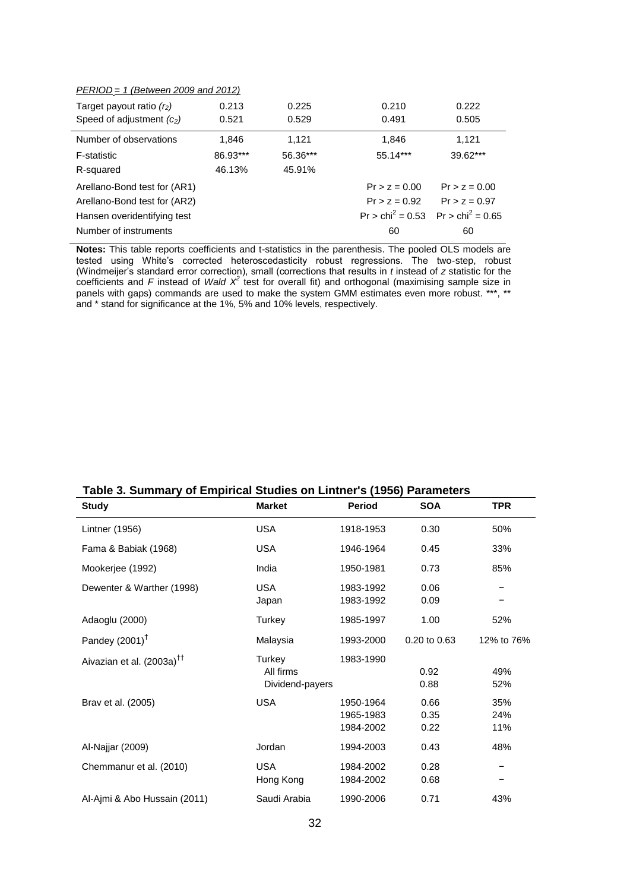| *PERIOD = 1 (Between 2009 and 2012)* | | | | |
|---|---|---|---|---|
| Target payout ratio *($r_2$)* | 0.213 | 0.225 | 0.210 | 0.222 |
| Speed of adjustment *($c_2$)* | 0.521 | 0.529 | 0.491 | 0.505 |
| Number of observations | 1,846 | 1,121 | 1,846 | 1,121 |
| F-statistic | 86.93*** | 56.36*** | 55.14*** | 39.62*** |
| R-squared | 46.13% | 45.91% | | |
| Arellano-Bond test for (AR1) | | | $Pr > z = 0.00$ | $Pr > z = 0.00$ |
| Arellano-Bond test for (AR2) | | | $Pr > z = 0.92$ | $Pr > z = 0.97$ |
| Hansen overidentifying test | | | $Pr > chi^2 = 0.53$ | $Pr > chi^2 = 0.65$ |
| Number of instruments | | | 60 | 60 |

**Notes:** This table reports coefficients and t-statistics in the parenthesis. The pooled OLS models are tested using White's corrected heteroscedasticity robust regressions. The two-step, robust (Windmeijer's standard error correction), small (corrections that results in *t* instead of *z* statistic for the coefficients and *F* instead of *Wald* $X^2$ test for overall fit) and orthogonal (maximising sample size in panels with gaps) commands are used to make the system GMM estimates even more robust. ***, ** and * stand for significance at the 1%, 5% and 10% levels, respectively.

**Table 3. Summary of Empirical Studies on Lintner's (1956) Parameters**

| Study | Market | Period | SOA | TPR |
|---|---|---|---|---|
| Lintner (1956) | USA | 1918-1953 | 0.30 | 50% |
| Fama & Babiak (1968) | USA | 1946-1964 | 0.45 | 33% |
| Mookerjee (1992) | India | 1950-1981 | 0.73 | 85% |
| Dewenter & Warther (1998) | USA | 1983-1992 | 0.06 | – |
| | Japan | 1983-1992 | 0.09 | – |
| Adaoglu (2000) | Turkey | 1985-1997 | 1.00 | 52% |
| Pandey (2001)[†] | Malaysia | 1993-2000 | 0.20 to 0.63 | 12% to 76% |
| Aivazian et al. (2003a)[††] | Turkey | 1983-1990 | | |
| | All firms | | 0.92 | 49% |
| | Dividend-payers | | 0.88 | 52% |
| Brav et al. (2005) | USA | 1950-1964 | 0.66 | 35% |
| | | 1965-1983 | 0.35 | 24% |
| | | 1984-2002 | 0.22 | 11% |
| Al-Najjar (2009) | Jordan | 1994-2003 | 0.43 | 48% |
| Chemmanur et al. (2010) | USA | 1984-2002 | 0.28 | – |
| | Hong Kong | 1984-2002 | 0.68 | – |
| Al-Ajmi & Abo Hussain (2011) | Saudi Arabia | 1990-2006 | 0.71 | 43% |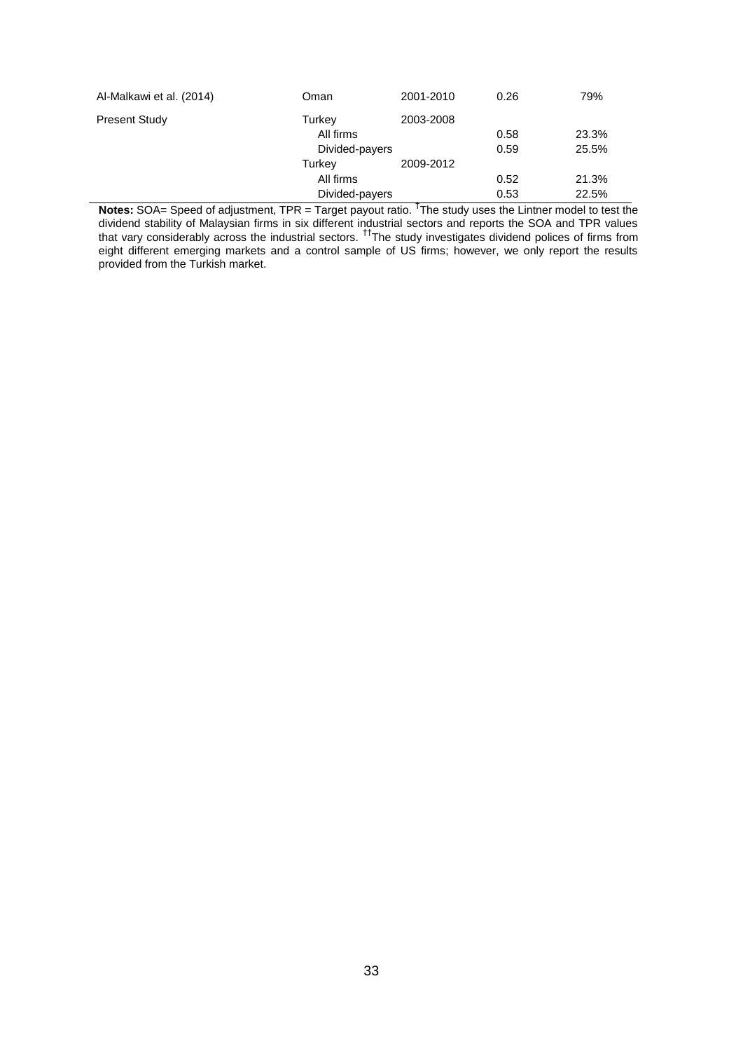| | | | | |
|---|---|---|---|---|
| Al-Malkawi et al. (2014) | Oman | 2001-2010 | 0.26 | 79% |
| Present Study | Turkey | 2003-2008 | | |
| | All firms | | 0.58 | 23.3% |
| | Divided-payers | | 0.59 | 25.5% |
| | Turkey | 2009-2012 | | |
| | All firms | | 0.52 | 21.3% |
| | Divided-payers | | 0.53 | 22.5% |

**Notes:** SOA= Speed of adjustment, TPR = Target payout ratio. [†]The study uses the Lintner model to test the dividend stability of Malaysian firms in six different industrial sectors and reports the SOA and TPR values that vary considerably across the industrial sectors. [††]The study investigates dividend polices of firms from eight different emerging markets and a control sample of US firms; however, we only report the results provided from the Turkish market.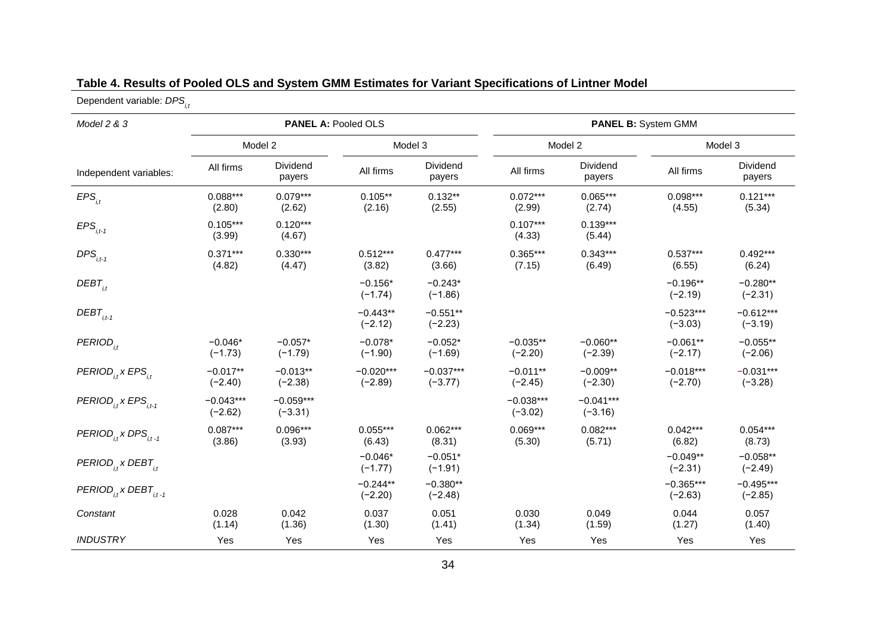**Table 4. Results of Pooled OLS and System GMM Estimates for Variant Specifications of Lintner Model**

Dependent variable: $DPS_{i,t}$

| *Model 2 & 3* | **PANEL A:** Pooled OLS | | | | **PANEL B:** System GMM | | | |
|---|---|---|---|---|---|---|---|---|
| | Model 2 | | Model 3 | | Model 2 | | Model 3 | |
| Independent variables: | All firms | Dividend payers | All firms | Dividend payers | All firms | Dividend payers | All firms | Dividend payers |
| $EPS_{i,t}$ | 0.088*** (2.80) | 0.079*** (2.62) | 0.105** (2.16) | 0.132** (2.55) | 0.072*** (2.99) | 0.065*** (2.74) | 0.098*** (4.55) | 0.121*** (5.34) |
| $EPS_{i,t-1}$ | 0.105*** (3.99) | 0.120*** (4.67) | | | 0.107*** (4.33) | 0.139*** (5.44) | | |
| $DPS_{i,t-1}$ | 0.371*** (4.82) | 0.330*** (4.47) | 0.512*** (3.82) | 0.477*** (3.66) | 0.365*** (7.15) | 0.343*** (6.49) | 0.537*** (6.55) | 0.492*** (6.24) |
| $DEBT_{i,t}$ | | | −0.156* (−1.74) | −0.243* (−1.86) | | | −0.196** (−2.19) | −0.280** (−2.31) |
| $DEBT_{i,t-1}$ | | | −0.443** (−2.12) | −0.551** (−2.23) | | | −0.523*** (−3.03) | −0.612*** (−3.19) |
| $PERIOD_{i,t}$ | −0.046* (−1.73) | −0.057* (−1.79) | −0.078* (−1.90) | −0.052* (−1.69) | −0.035** (−2.20) | −0.060** (−2.39) | −0.061** (−2.17) | −0.055** (−2.06) |
| $PERIOD_{i,t} \times EPS_{i,t}$ | −0.017** (−2.40) | −0.013** (−2.38) | −0.020*** (−2.89) | −0.037*** (−3.77) | −0.011** (−2.45) | −0.009** (−2.30) | −0.018*** (−2.70) | −0.031*** (−3.28) |
| $PERIOD_{i,t} \times EPS_{i,t-1}$ | −0.043*** (−2.62) | −0.059*** (−3.31) | | | −0.038*** (−3.02) | −0.041*** (−3.16) | | |
| $PERIOD_{i,t} \times DPS_{i,t-1}$ | 0.087*** (3.86) | 0.096*** (3.93) | 0.055*** (6.43) | 0.062*** (8.31) | 0.069*** (5.30) | 0.082*** (5.71) | 0.042*** (6.82) | 0.054*** (8.73) |
| $PERIOD_{i,t} \times DEBT_{i,t}$ | | | −0.046* (−1.77) | −0.051* (−1.91) | | | −0.049** (−2.31) | −0.058** (−2.49) |
| $PERIOD_{i,t} \times DEBT_{i,t-1}$ | | | −0.244** (−2.20) | −0.380** (−2.48) | | | −0.365*** (−2.63) | −0.495*** (−2.85) |
| *Constant* | 0.028 (1.14) | 0.042 (1.36) | 0.037 (1.30) | 0.051 (1.41) | 0.030 (1.34) | 0.049 (1.59) | 0.044 (1.27) | 0.057 (1.40) |
| *INDUSTRY* | Yes | Yes | Yes | Yes | Yes | Yes | Yes | Yes |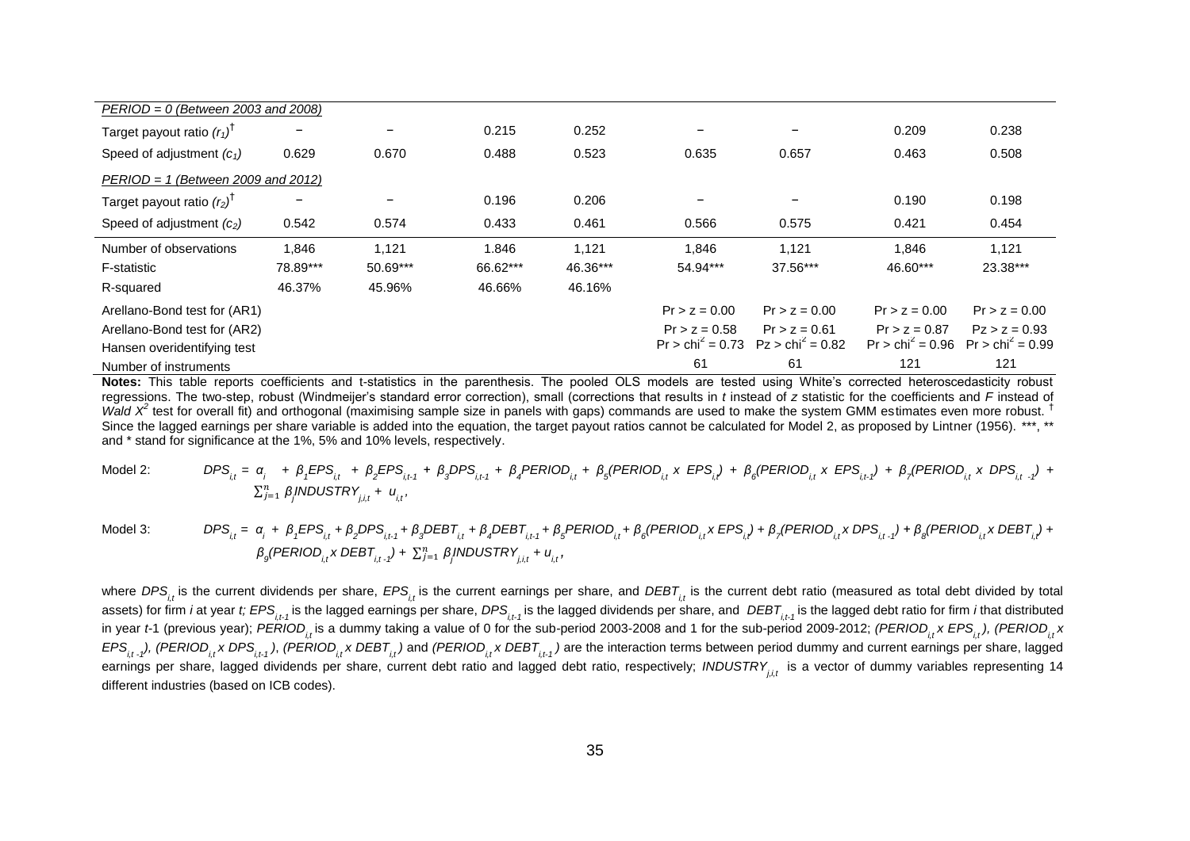| | | | | | | | | |
|---|---|---|---|---|---|---|---|---|
| *PERIOD = 0 (Between 2003 and 2008)* | | | | | | | | |
| Target payout ratio $(r_1)^{\dagger}$ | – | – | 0.215 | 0.252 | – | – | 0.209 | 0.238 |
| Speed of adjustment $(c_1)$ | 0.629 | 0.670 | 0.488 | 0.523 | 0.635 | 0.657 | 0.463 | 0.508 |
| *PERIOD = 1 (Between 2009 and 2012)* | | | | | | | | |
| Target payout ratio $(r_2)^{\dagger}$ | – | – | 0.196 | 0.206 | – | – | 0.190 | 0.198 |
| Speed of adjustment $(c_2)$ | 0.542 | 0.574 | 0.433 | 0.461 | 0.566 | 0.575 | 0.421 | 0.454 |
| Number of observations | 1,846 | 1,121 | 1.846 | 1,121 | 1,846 | 1,121 | 1,846 | 1,121 |
| F-statistic | 78.89*** | 50.69*** | 66.62*** | 46.36*** | 54.94*** | 37.56*** | 46.60*** | 23.38*** |
| R-squared | 46.37% | 45.96% | 46.66% | 46.16% | | | | |
| Arellano-Bond test for (AR1) | | | | | Pr > z = 0.00 | Pr > z = 0.00 | Pr > z = 0.00 | Pr > z = 0.00 |
| Arellano-Bond test for (AR2) | | | | | Pr > z = 0.58 | Pr > z = 0.61 | Pr > z = 0.87 | Pz > z = 0.93 |
| Hansen overidentifying test | | | | | Pr > chi$^2$ = 0.73 | Pz > chi$^2$ = 0.82 | Pr > chi$^2$ = 0.96 | Pr > chi$^2$ = 0.99 |
| Number of instruments | | | | | 61 | 61 | 121 | 121 |

**Notes:** This table reports coefficients and t-statistics in the parenthesis. The pooled OLS models are tested using White's corrected heteroscedasticity robust regressions. The two-step, robust (Windmeijer's standard error correction), small (corrections that results in *t* instead of *z* statistic for the coefficients and *F* instead of *Wald* $X^2$ test for overall fit) and orthogonal (maximising sample size in panels with gaps) commands are used to make the system GMM estimates even more robust. † Since the lagged earnings per share variable is added into the equation, the target payout ratios cannot be calculated for Model 2, as proposed by Lintner (1956). ***, ** and * stand for significance at the 1%, 5% and 10% levels, respectively.

Model 2:

$$DPS_{i,t} = \alpha_i + \beta_1 EPS_{i,t} + \beta_2 EPS_{i,t-1} + \beta_3 DPS_{i,t-1} + \beta_4 PERIOD_{i,t} + \beta_5 (PERIOD_{i,t} \times EPS_{i,t}) + \beta_6 (PERIOD_{i,t} \times EPS_{i,t-1}) + \beta_7 (PERIOD_{i,t} \times DPS_{i,t-1}) + \sum_{j=1}^{n} \beta_j INDUSTRY_{j,i,t} + u_{i,t},$$

Model 3:

$$DPS_{i,t} = \alpha_i + \beta_1 EPS_{i,t} + \beta_2 DPS_{i,t-1} + \beta_3 DEBT_{i,t} + \beta_4 DEBT_{i,t-1} + \beta_5 PERIOD_{i,t} + \beta_6 (PERIOD_{i,t} \times EPS_{i,t}) + \beta_7 (PERIOD_{i,t} \times DPS_{i,t-1}) + \beta_8 (PERIOD_{i,t} \times DEBT_{i,t}) + \beta_9 (PERIOD_{i,t} \times DEBT_{i,t-1}) + \sum_{j=1}^{n} \beta_j INDUSTRY_{j,i,t} + u_{i,t},$$

where $DPS_{i,t}$ is the current dividends per share, $EPS_{i,t}$ is the current earnings per share, and $DEBT_{i,t}$ is the current debt ratio (measured as total debt divided by total assets) for firm *i* at year *t*; $EPS_{i,t-1}$ is the lagged earnings per share, $DPS_{i,t-1}$ is the lagged dividends per share, and $DEBT_{i,t-1}$ is the lagged debt ratio for firm *i* that distributed in year *t*-1 (previous year); $PERIOD_{i,t}$ is a dummy taking a value of 0 for the sub-period 2003-2008 and 1 for the sub-period 2009-2012; $(PERIOD_{i,t} \times EPS_{i,t})$, $(PERIOD_{i,t} \times EPS_{i,t-1})$, $(PERIOD_{i,t} \times DPS_{i,t-1})$, $(PERIOD_{i,t} \times DEBT_{i,t})$ and $(PERIOD_{i,t} \times DEBT_{i,t-1})$ are the interaction terms between period dummy and current earnings per share, lagged earnings per share, lagged dividends per share, current debt ratio and lagged debt ratio, respectively; $INDUSTRY_{j,i,t}$ is a vector of dummy variables representing 14 different industries (based on ICB codes).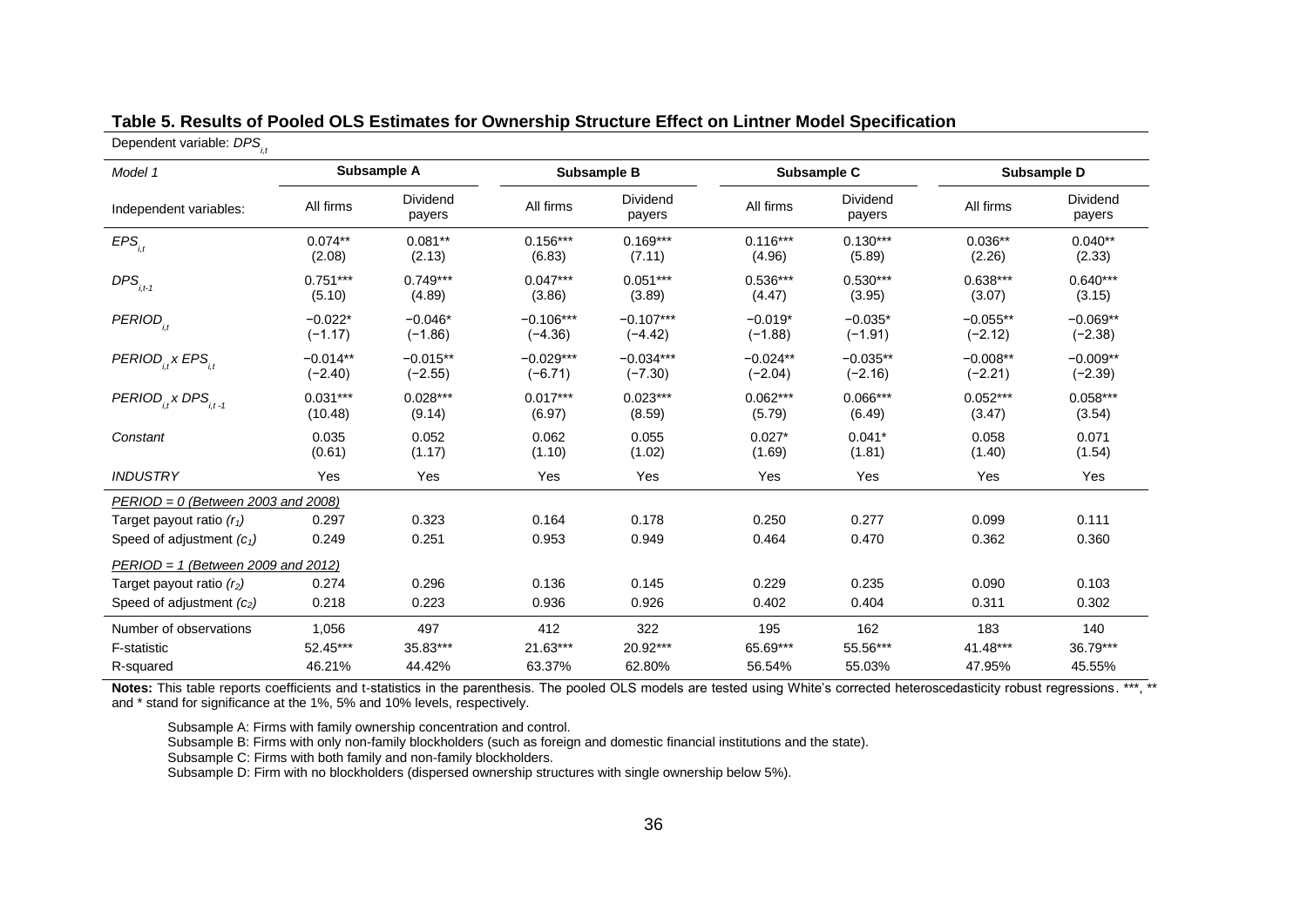**Table 5. Results of Pooled OLS Estimates for Ownership Structure Effect on Lintner Model Specification**

Dependent variable: $DPS_{i,t}$

| *Model 1* | Subsample A | | Subsample B | | Subsample C | | Subsample D | |
|---|---|---|---|---|---|---|---|---|
| Independent variables: | All firms | Dividend payers | All firms | Dividend payers | All firms | Dividend payers | All firms | Dividend payers |
| $EPS_{i,t}$ | 0.074** (2.08) | 0.081** (2.13) | 0.156*** (6.83) | 0.169*** (7.11) | 0.116*** (4.96) | 0.130*** (5.89) | 0.036** (2.26) | 0.040** (2.33) |
| $DPS_{i,t-1}$ | 0.751*** (5.10) | 0.749*** (4.89) | 0.047*** (3.86) | 0.051*** (3.89) | 0.536*** (4.47) | 0.530*** (3.95) | 0.638*** (3.07) | 0.640*** (3.15) |
| $PERIOD_{i,t}$ | −0.022* (−1.17) | −0.046* (−1.86) | −0.106*** (−4.36) | −0.107*** (−4.42) | −0.019* (−1.88) | −0.035* (−1.91) | −0.055** (−2.12) | −0.069** (−2.38) |
| $PERIOD_{i,t} \times EPS_{i,t}$ | −0.014** (−2.40) | −0.015** (−2.55) | −0.029*** (−6.71) | −0.034*** (−7.30) | −0.024** (−2.04) | −0.035** (−2.16) | −0.008** (−2.21) | −0.009** (−2.39) |
| $PERIOD_{i,t} \times DPS_{i,t-1}$ | 0.031*** (10.48) | 0.028*** (9.14) | 0.017*** (6.97) | 0.023*** (8.59) | 0.062*** (5.79) | 0.066*** (6.49) | 0.052*** (3.47) | 0.058*** (3.54) |
| *Constant* | 0.035 (0.61) | 0.052 (1.17) | 0.062 (1.10) | 0.055 (1.02) | 0.027* (1.69) | 0.041* (1.81) | 0.058 (1.40) | 0.071 (1.54) |
| *INDUSTRY* | Yes | Yes | Yes | Yes | Yes | Yes | Yes | Yes |
| *PERIOD = 0 (Between 2003 and 2008)* | | | | | | | | |
| Target payout ratio ($r_1$) | 0.297 | 0.323 | 0.164 | 0.178 | 0.250 | 0.277 | 0.099 | 0.111 |
| Speed of adjustment ($c_1$) | 0.249 | 0.251 | 0.953 | 0.949 | 0.464 | 0.470 | 0.362 | 0.360 |
| *PERIOD = 1 (Between 2009 and 2012)* | | | | | | | | |
| Target payout ratio ($r_2$) | 0.274 | 0.296 | 0.136 | 0.145 | 0.229 | 0.235 | 0.090 | 0.103 |
| Speed of adjustment ($c_2$) | 0.218 | 0.223 | 0.936 | 0.926 | 0.402 | 0.404 | 0.311 | 0.302 |
| Number of observations | 1,056 | 497 | 412 | 322 | 195 | 162 | 183 | 140 |
| F-statistic | 52.45*** | 35.83*** | 21.63*** | 20.92*** | 65.69*** | 55.56*** | 41.48*** | 36.79*** |
| R-squared | 46.21% | 44.42% | 63.37% | 62.80% | 56.54% | 55.03% | 47.95% | 45.55% |

**Notes:** This table reports coefficients and t-statistics in the parenthesis. The pooled OLS models are tested using White's corrected heteroscedasticity robust regressions. ***, ** and * stand for significance at the 1%, 5% and 10% levels, respectively.

Subsample A: Firms with family ownership concentration and control.
Subsample B: Firms with only non-family blockholders (such as foreign and domestic financial institutions and the state).
Subsample C: Firms with both family and non-family blockholders.
Subsample D: Firm with no blockholders (dispersed ownership structures with single ownership below 5%).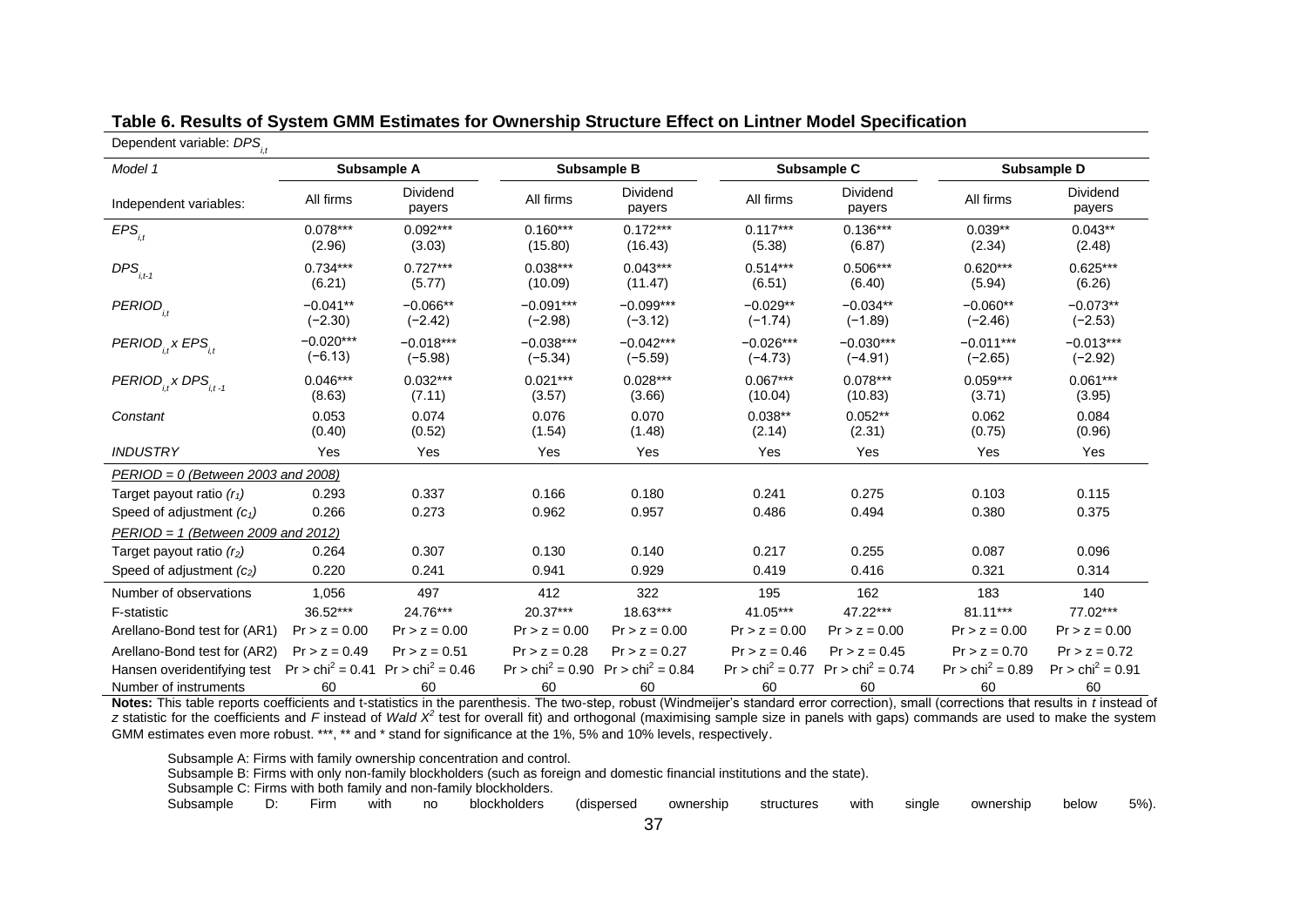**Table 6. Results of System GMM Estimates for Ownership Structure Effect on Lintner Model Specification**

Dependent variable: $DPS_{i,t}$

| *Model 1* | Subsample A | | Subsample B | | Subsample C | | Subsample D | |
|---|---|---|---|---|---|---|---|---|
| Independent variables: | All firms | Dividend payers | All firms | Dividend payers | All firms | Dividend payers | All firms | Dividend payers |
| $EPS_{i,t}$ | 0.078*** (2.96) | 0.092*** (3.03) | 0.160*** (15.80) | 0.172*** (16.43) | 0.117*** (5.38) | 0.136*** (6.87) | 0.039** (2.34) | 0.043** (2.48) |
| $DPS_{i,t-1}$ | 0.734*** (6.21) | 0.727*** (5.77) | 0.038*** (10.09) | 0.043*** (11.47) | 0.514*** (6.51) | 0.506*** (6.40) | 0.620*** (5.94) | 0.625*** (6.26) |
| $PERIOD_{i,t}$ | −0.041** (−2.30) | −0.066** (−2.42) | −0.091*** (−2.98) | −0.099*** (−3.12) | −0.029** (−1.74) | −0.034** (−1.89) | −0.060** (−2.46) | −0.073** (−2.53) |
| $PERIOD_{i,t} \times EPS_{i,t}$ | −0.020*** (−6.13) | −0.018*** (−5.98) | −0.038*** (−5.34) | −0.042*** (−5.59) | −0.026*** (−4.73) | −0.030*** (−4.91) | −0.011*** (−2.65) | −0.013*** (−2.92) |
| $PERIOD_{i,t} \times DPS_{i,t-1}$ | 0.046*** (8.63) | 0.032*** (7.11) | 0.021*** (3.57) | 0.028*** (3.66) | 0.067*** (10.04) | 0.078*** (10.83) | 0.059*** (3.71) | 0.061*** (3.95) |
| *Constant* | 0.053 (0.40) | 0.074 (0.52) | 0.076 (1.54) | 0.070 (1.48) | 0.038** (2.14) | 0.052** (2.31) | 0.062 (0.75) | 0.084 (0.96) |
| *INDUSTRY* | Yes | Yes | Yes | Yes | Yes | Yes | Yes | Yes |
| *PERIOD = 0 (Between 2003 and 2008)* | | | | | | | | |
| Target payout ratio ($r_1$) | 0.293 | 0.337 | 0.166 | 0.180 | 0.241 | 0.275 | 0.103 | 0.115 |
| Speed of adjustment ($c_1$) | 0.266 | 0.273 | 0.962 | 0.957 | 0.486 | 0.494 | 0.380 | 0.375 |
| *PERIOD = 1 (Between 2009 and 2012)* | | | | | | | | |
| Target payout ratio ($r_2$) | 0.264 | 0.307 | 0.130 | 0.140 | 0.217 | 0.255 | 0.087 | 0.096 |
| Speed of adjustment ($c_2$) | 0.220 | 0.241 | 0.941 | 0.929 | 0.419 | 0.416 | 0.321 | 0.314 |
| Number of observations | 1,056 | 497 | 412 | 322 | 195 | 162 | 183 | 140 |
| F-statistic | 36.52*** | 24.76*** | 20.37*** | 18.63*** | 41.05*** | 47.22*** | 81.11*** | 77.02*** |
| Arellano-Bond test for (AR1) | Pr > z = 0.00 | Pr > z = 0.00 | Pr > z = 0.00 | Pr > z = 0.00 | Pr > z = 0.00 | Pr > z = 0.00 | Pr > z = 0.00 | Pr > z = 0.00 |
| Arellano-Bond test for (AR2) | Pr > z = 0.49 | Pr > z = 0.51 | Pr > z = 0.28 | Pr > z = 0.27 | Pr > z = 0.46 | Pr > z = 0.45 | Pr > z = 0.70 | Pr > z = 0.72 |
| Hansen overidentifying test | Pr > $chi^2$ = 0.41 | Pr > $chi^2$ = 0.46 | Pr > $chi^2$ = 0.90 | Pr > $chi^2$ = 0.84 | Pr > $chi^2$ = 0.77 | Pr > $chi^2$ = 0.74 | Pr > $chi^2$ = 0.89 | Pr > $chi^2$ = 0.91 |
| Number of instruments | 60 | 60 | 60 | 60 | 60 | 60 | 60 | 60 |

**Notes:** This table reports coefficients and t-statistics in the parenthesis. The two-step, robust (Windmeijer's standard error correction), small (corrections that results in *t* instead of *z* statistic for the coefficients and *F* instead of *Wald* $X^2$ test for overall fit) and orthogonal (maximising sample size in panels with gaps) commands are used to make the system GMM estimates even more robust. ***, ** and * stand for significance at the 1%, 5% and 10% levels, respectively.

Subsample A: Firms with family ownership concentration and control.
Subsample B: Firms with only non-family blockholders (such as foreign and domestic financial institutions and the state).
Subsample C: Firms with both family and non-family blockholders.
Subsample D: Firm with no blockholders (dispersed ownership structures with single ownership below 5%).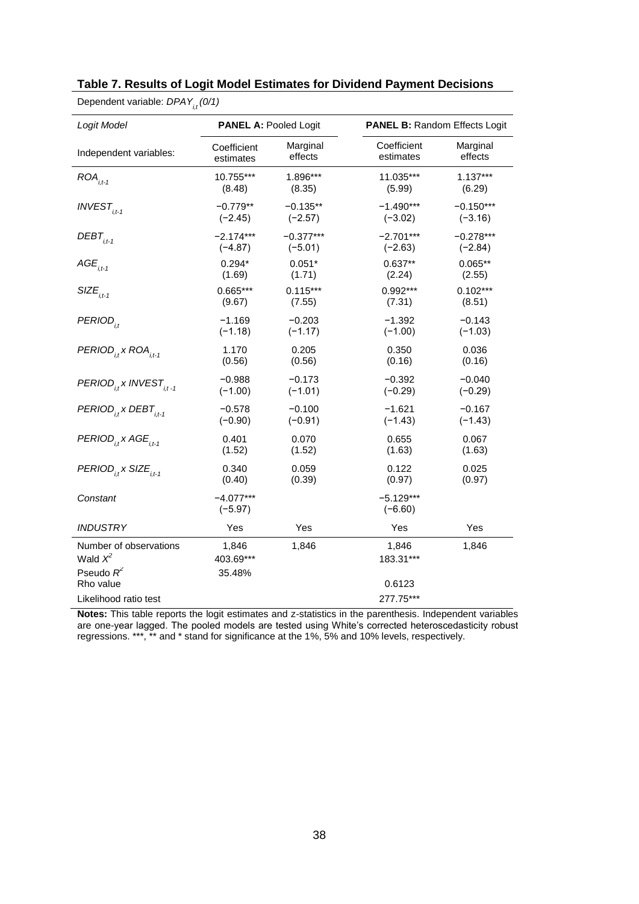**Table 7. Results of Logit Model Estimates for Dividend Payment Decisions**

Dependent variable: $DPAY_{i,t}$ *(0/1)*

| *Logit Model* | **PANEL A:** Pooled Logit | | **PANEL B:** Random Effects Logit | |
|---|---|---|---|---|
| Independent variables: | Coefficient estimates | Marginal effects | Coefficient estimates | Marginal effects |
| $ROA_{i,t-1}$ | 10.755*** (8.48) | 1.896*** (8.35) | 11.035*** (5.99) | 1.137*** (6.29) |
| $INVEST_{i,t-1}$ | −0.779** (−2.45) | −0.135** (−2.57) | −1.490*** (−3.02) | −0.150*** (−3.16) |
| $DEBT_{i,t-1}$ | −2.174*** (−4.87) | −0.377*** (−5.01) | −2.701*** (−2.63) | −0.278*** (−2.84) |
| $AGE_{i,t-1}$ | 0.294* (1.69) | 0.051* (1.71) | 0.637** (2.24) | 0.065** (2.55) |
| $SIZE_{i,t-1}$ | 0.665*** (9.67) | 0.115*** (7.55) | 0.992*** (7.31) | 0.102*** (8.51) |
| $PERIOD_{i,t}$ | −1.169 (−1.18) | −0.203 (−1.17) | −1.392 (−1.00) | −0.143 (−1.03) |
| $PERIOD_{i,t} \times ROA_{i,t-1}$ | 1.170 (0.56) | 0.205 (0.56) | 0.350 (0.16) | 0.036 (0.16) |
| $PERIOD_{i,t} \times INVEST_{i,t-1}$ | −0.988 (−1.00) | −0.173 (−1.01) | −0.392 (−0.29) | −0.040 (−0.29) |
| $PERIOD_{i,t} \times DEBT_{i,t-1}$ | −0.578 (−0.90) | −0.100 (−0.91) | −1.621 (−1.43) | −0.167 (−1.43) |
| $PERIOD_{i,t} \times AGE_{i,t-1}$ | 0.401 (1.52) | 0.070 (1.52) | 0.655 (1.63) | 0.067 (1.63) |
| $PERIOD_{i,t} \times SIZE_{i,t-1}$ | 0.340 (0.40) | 0.059 (0.39) | 0.122 (0.97) | 0.025 (0.97) |
| *Constant* | −4.077*** (−5.97) | | −5.129*** (−6.60) | |
| *INDUSTRY* | Yes | Yes | Yes | Yes |
| Number of observations | 1,846 | 1,846 | 1,846 | 1,846 |
| Wald $X^2$ | 403.69*** | | 183.31*** | |
| Pseudo $R^2$ | 35.48% | | | |
| Rho value | | | 0.6123 | |
| Likelihood ratio test | | | 277.75*** | |

**Notes:** This table reports the logit estimates and z-statistics in the parenthesis. Independent variables are one-year lagged. The pooled models are tested using White's corrected heteroscedasticity robust regressions. ***, ** and * stand for significance at the 1%, 5% and 10% levels, respectively.